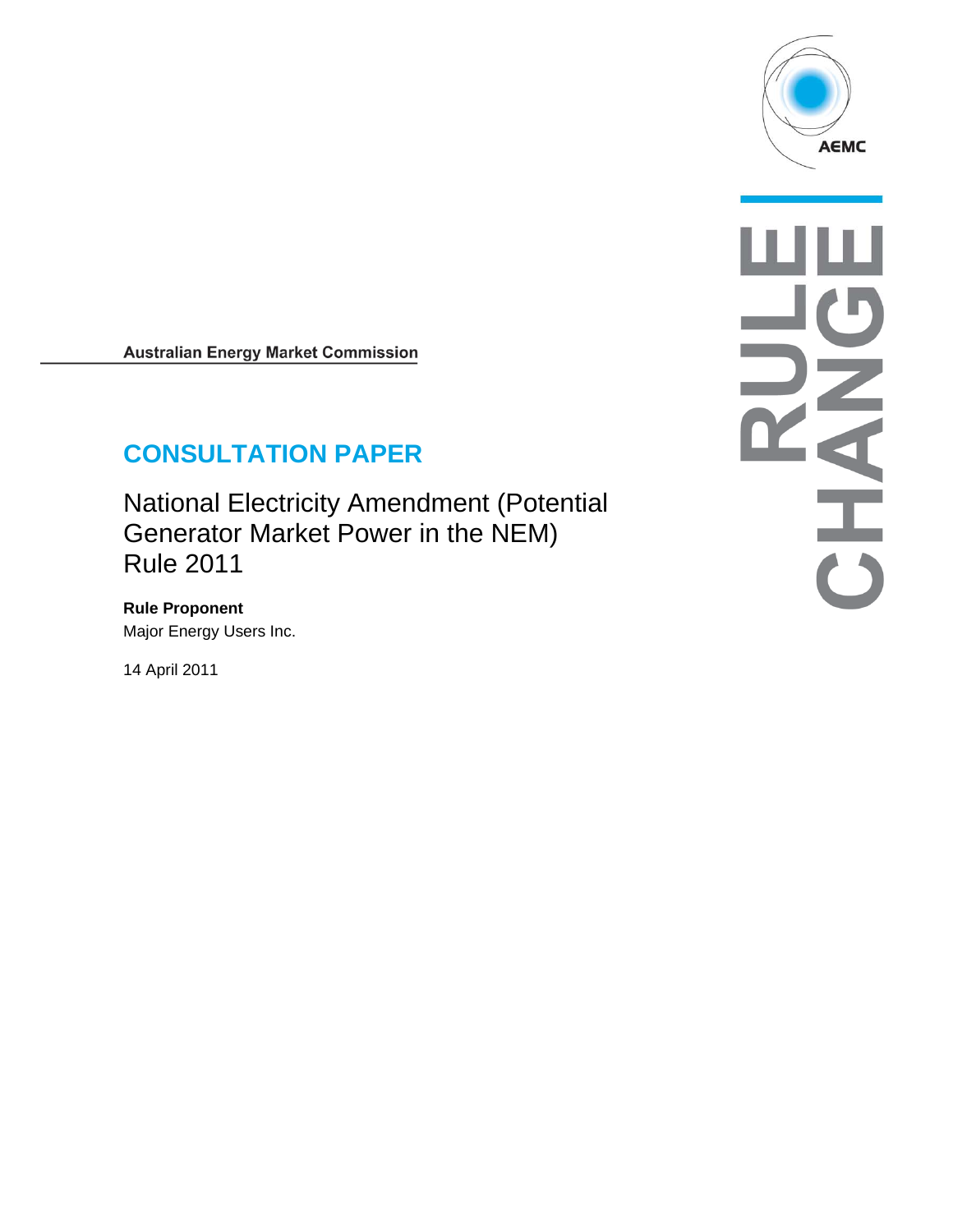AEMC

RULE CHANGE

**Australian Energy Market Commission**

# CONSULTATION PAPER

## National Electricity Amendment (Potential Generator Market Power in the NEM) Rule 2011

**Rule Proponent**

Major Energy Users Inc.

14 April 2011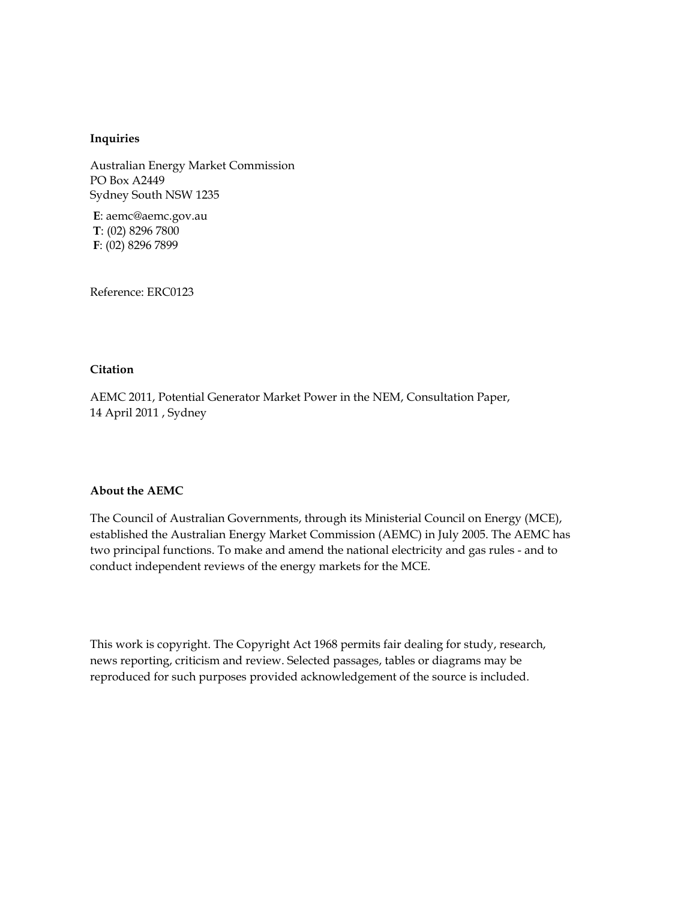**Inquiries**

Australian Energy Market Commission
PO Box A2449
Sydney South NSW 1235

**E**: aemc@aemc.gov.au
**T**: (02) 8296 7800
**F**: (02) 8296 7899

Reference: ERC0123

**Citation**

AEMC 2011, Potential Generator Market Power in the NEM, Consultation Paper, 14 April 2011 , Sydney

**About the AEMC**

The Council of Australian Governments, through its Ministerial Council on Energy (MCE), established the Australian Energy Market Commission (AEMC) in July 2005. The AEMC has two principal functions. To make and amend the national electricity and gas rules - and to conduct independent reviews of the energy markets for the MCE.

This work is copyright. The Copyright Act 1968 permits fair dealing for study, research, news reporting, criticism and review. Selected passages, tables or diagrams may be reproduced for such purposes provided acknowledgement of the source is included.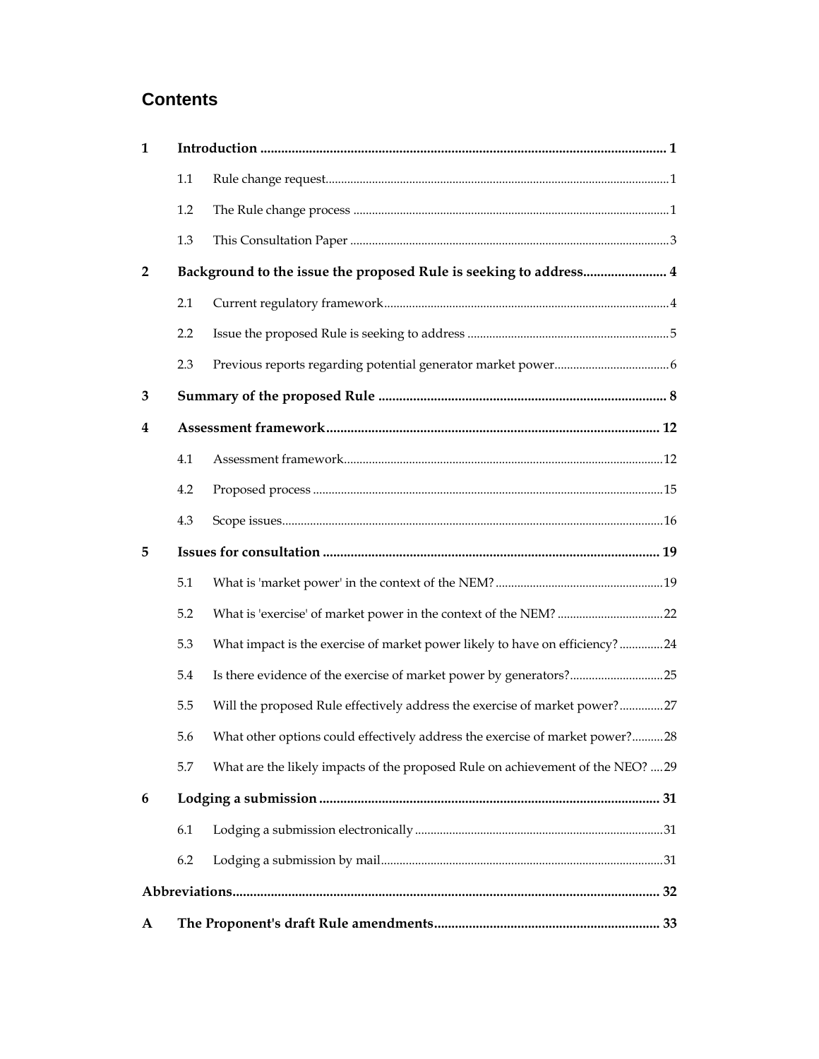# Contents

| | | | |
|---|---|---|---|
| **1** | **Introduction** | | **1** |
| | 1.1 | Rule change request | 1 |
| | 1.2 | The Rule change process | 1 |
| | 1.3 | This Consultation Paper | 3 |
| **2** | **Background to the issue the proposed Rule is seeking to address** | | **4** |
| | 2.1 | Current regulatory framework | 4 |
| | 2.2 | Issue the proposed Rule is seeking to address | 5 |
| | 2.3 | Previous reports regarding potential generator market power | 6 |
| **3** | **Summary of the proposed Rule** | | **8** |
| **4** | **Assessment framework** | | **12** |
| | 4.1 | Assessment framework | 12 |
| | 4.2 | Proposed process | 15 |
| | 4.3 | Scope issues | 16 |
| **5** | **Issues for consultation** | | **19** |
| | 5.1 | What is 'market power' in the context of the NEM? | 19 |
| | 5.2 | What is 'exercise' of market power in the context of the NEM? | 22 |
| | 5.3 | What impact is the exercise of market power likely to have on efficiency? | 24 |
| | 5.4 | Is there evidence of the exercise of market power by generators? | 25 |
| | 5.5 | Will the proposed Rule effectively address the exercise of market power? | 27 |
| | 5.6 | What other options could effectively address the exercise of market power? | 28 |
| | 5.7 | What are the likely impacts of the proposed Rule on achievement of the NEO? | 29 |
| **6** | **Lodging a submission** | | **31** |
| | 6.1 | Lodging a submission electronically | 31 |
| | 6.2 | Lodging a submission by mail | 31 |
| **Abbreviations** | | | **32** |
| **A** | **The Proponent's draft Rule amendments** | | **33** |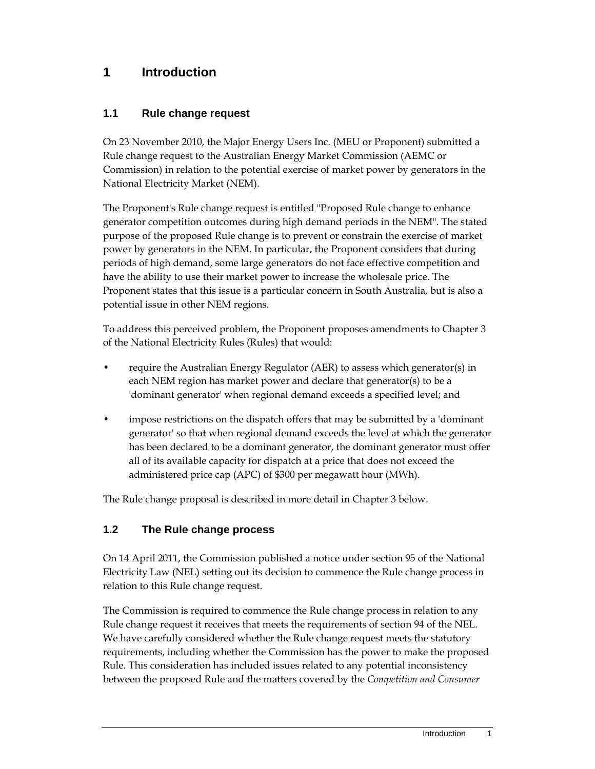# 1 Introduction

## 1.1 Rule change request

On 23 November 2010, the Major Energy Users Inc. (MEU or Proponent) submitted a Rule change request to the Australian Energy Market Commission (AEMC or Commission) in relation to the potential exercise of market power by generators in the National Electricity Market (NEM).

The Proponent's Rule change request is entitled "Proposed Rule change to enhance generator competition outcomes during high demand periods in the NEM". The stated purpose of the proposed Rule change is to prevent or constrain the exercise of market power by generators in the NEM. In particular, the Proponent considers that during periods of high demand, some large generators do not face effective competition and have the ability to use their market power to increase the wholesale price. The Proponent states that this issue is a particular concern in South Australia, but is also a potential issue in other NEM regions.

To address this perceived problem, the Proponent proposes amendments to Chapter 3 of the National Electricity Rules (Rules) that would:

- require the Australian Energy Regulator (AER) to assess which generator(s) in each NEM region has market power and declare that generator(s) to be a 'dominant generator' when regional demand exceeds a specified level; and
- impose restrictions on the dispatch offers that may be submitted by a 'dominant generator' so that when regional demand exceeds the level at which the generator has been declared to be a dominant generator, the dominant generator must offer all of its available capacity for dispatch at a price that does not exceed the administered price cap (APC) of $300 per megawatt hour (MWh).

The Rule change proposal is described in more detail in Chapter 3 below.

## 1.2 The Rule change process

On 14 April 2011, the Commission published a notice under section 95 of the National Electricity Law (NEL) setting out its decision to commence the Rule change process in relation to this Rule change request.

The Commission is required to commence the Rule change process in relation to any Rule change request it receives that meets the requirements of section 94 of the NEL. We have carefully considered whether the Rule change request meets the statutory requirements, including whether the Commission has the power to make the proposed Rule. This consideration has included issues related to any potential inconsistency between the proposed Rule and the matters covered by the *Competition and Consumer*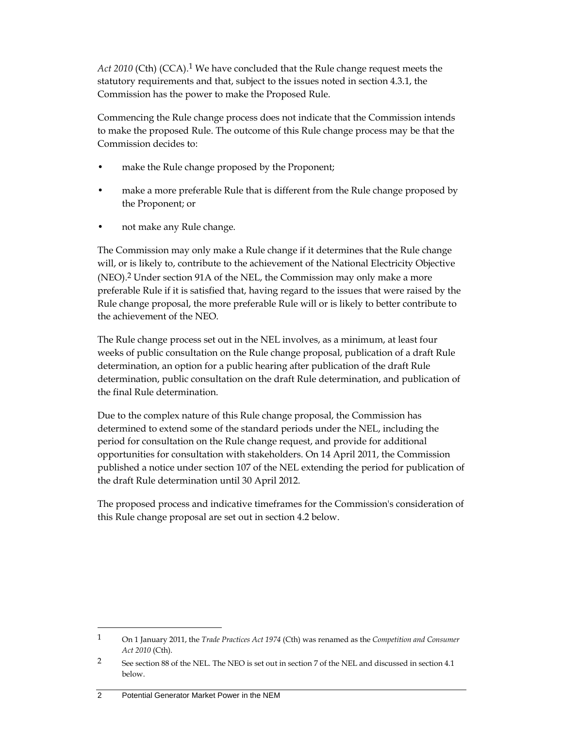*Act 2010* (Cth) (CCA).[1] We have concluded that the Rule change request meets the statutory requirements and that, subject to the issues noted in section 4.3.1, the Commission has the power to make the Proposed Rule.

Commencing the Rule change process does not indicate that the Commission intends to make the proposed Rule. The outcome of this Rule change process may be that the Commission decides to:

- make the Rule change proposed by the Proponent;
- make a more preferable Rule that is different from the Rule change proposed by the Proponent; or
- not make any Rule change.

The Commission may only make a Rule change if it determines that the Rule change will, or is likely to, contribute to the achievement of the National Electricity Objective (NEO).[2] Under section 91A of the NEL, the Commission may only make a more preferable Rule if it is satisfied that, having regard to the issues that were raised by the Rule change proposal, the more preferable Rule will or is likely to better contribute to the achievement of the NEO.

The Rule change process set out in the NEL involves, as a minimum, at least four weeks of public consultation on the Rule change proposal, publication of a draft Rule determination, an option for a public hearing after publication of the draft Rule determination, public consultation on the draft Rule determination, and publication of the final Rule determination.

Due to the complex nature of this Rule change proposal, the Commission has determined to extend some of the standard periods under the NEL, including the period for consultation on the Rule change request, and provide for additional opportunities for consultation with stakeholders. On 14 April 2011, the Commission published a notice under section 107 of the NEL extending the period for publication of the draft Rule determination until 30 April 2012.

The proposed process and indicative timeframes for the Commission's consideration of this Rule change proposal are set out in section 4.2 below.

---

[1] On 1 January 2011, the *Trade Practices Act 1974* (Cth) was renamed as the *Competition and Consumer Act 2010* (Cth).

[2] See section 88 of the NEL. The NEO is set out in section 7 of the NEL and discussed in section 4.1 below.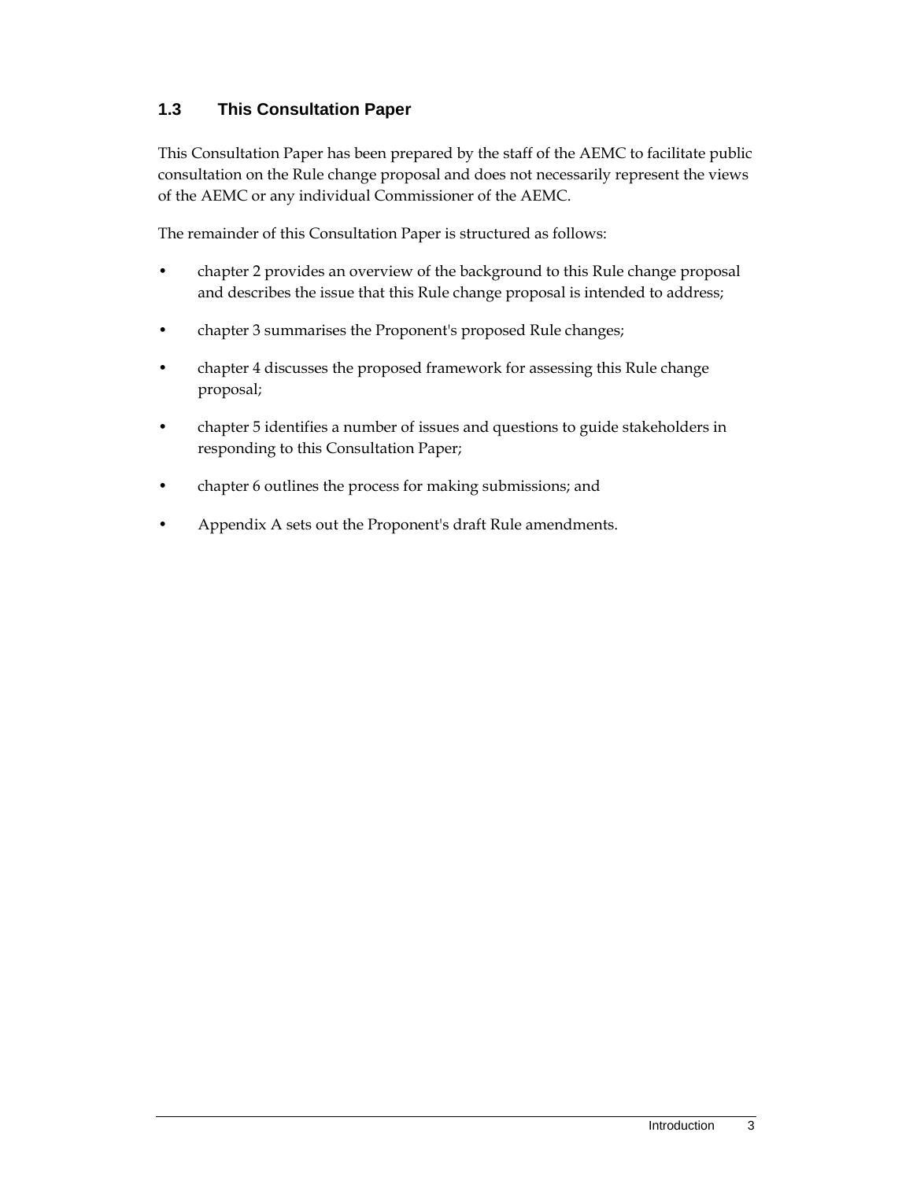## 1.3 This Consultation Paper

This Consultation Paper has been prepared by the staff of the AEMC to facilitate public consultation on the Rule change proposal and does not necessarily represent the views of the AEMC or any individual Commissioner of the AEMC.

The remainder of this Consultation Paper is structured as follows:

- chapter 2 provides an overview of the background to this Rule change proposal and describes the issue that this Rule change proposal is intended to address;
- chapter 3 summarises the Proponent's proposed Rule changes;
- chapter 4 discusses the proposed framework for assessing this Rule change proposal;
- chapter 5 identifies a number of issues and questions to guide stakeholders in responding to this Consultation Paper;
- chapter 6 outlines the process for making submissions; and
- Appendix A sets out the Proponent's draft Rule amendments.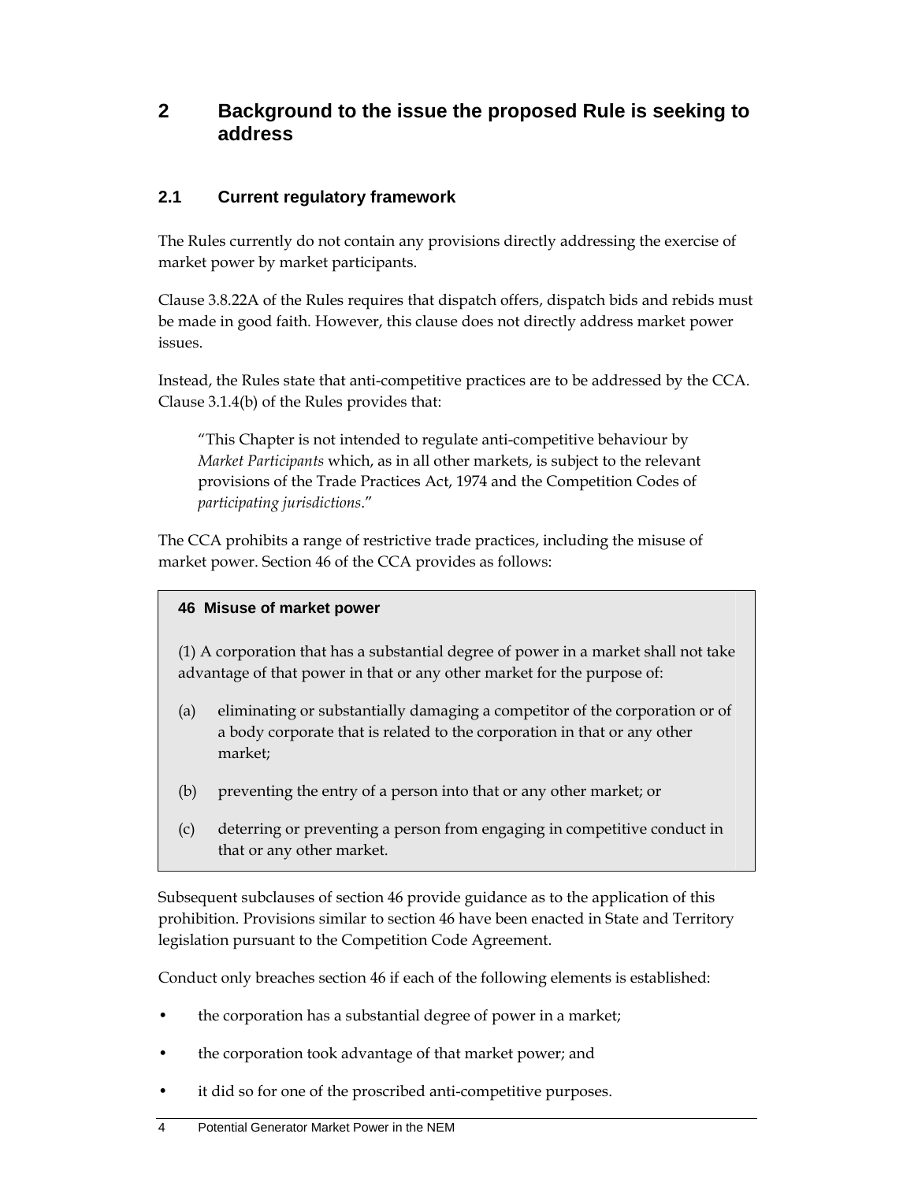## 2 Background to the issue the proposed Rule is seeking to address

### 2.1 Current regulatory framework

The Rules currently do not contain any provisions directly addressing the exercise of market power by market participants.

Clause 3.8.22A of the Rules requires that dispatch offers, dispatch bids and rebids must be made in good faith. However, this clause does not directly address market power issues.

Instead, the Rules state that anti-competitive practices are to be addressed by the CCA. Clause 3.1.4(b) of the Rules provides that:

> "This Chapter is not intended to regulate anti-competitive behaviour by *Market Participants* which, as in all other markets, is subject to the relevant provisions of the Trade Practices Act, 1974 and the Competition Codes of *participating jurisdictions*."

The CCA prohibits a range of restrictive trade practices, including the misuse of market power. Section 46 of the CCA provides as follows:

> **46 Misuse of market power**
>
> (1) A corporation that has a substantial degree of power in a market shall not take advantage of that power in that or any other market for the purpose of:
>
> (a) eliminating or substantially damaging a competitor of the corporation or of a body corporate that is related to the corporation in that or any other market;
>
> (b) preventing the entry of a person into that or any other market; or
>
> (c) deterring or preventing a person from engaging in competitive conduct in that or any other market.

Subsequent subclauses of section 46 provide guidance as to the application of this prohibition. Provisions similar to section 46 have been enacted in State and Territory legislation pursuant to the Competition Code Agreement.

Conduct only breaches section 46 if each of the following elements is established:

- the corporation has a substantial degree of power in a market;
- the corporation took advantage of that market power; and
- it did so for one of the proscribed anti-competitive purposes.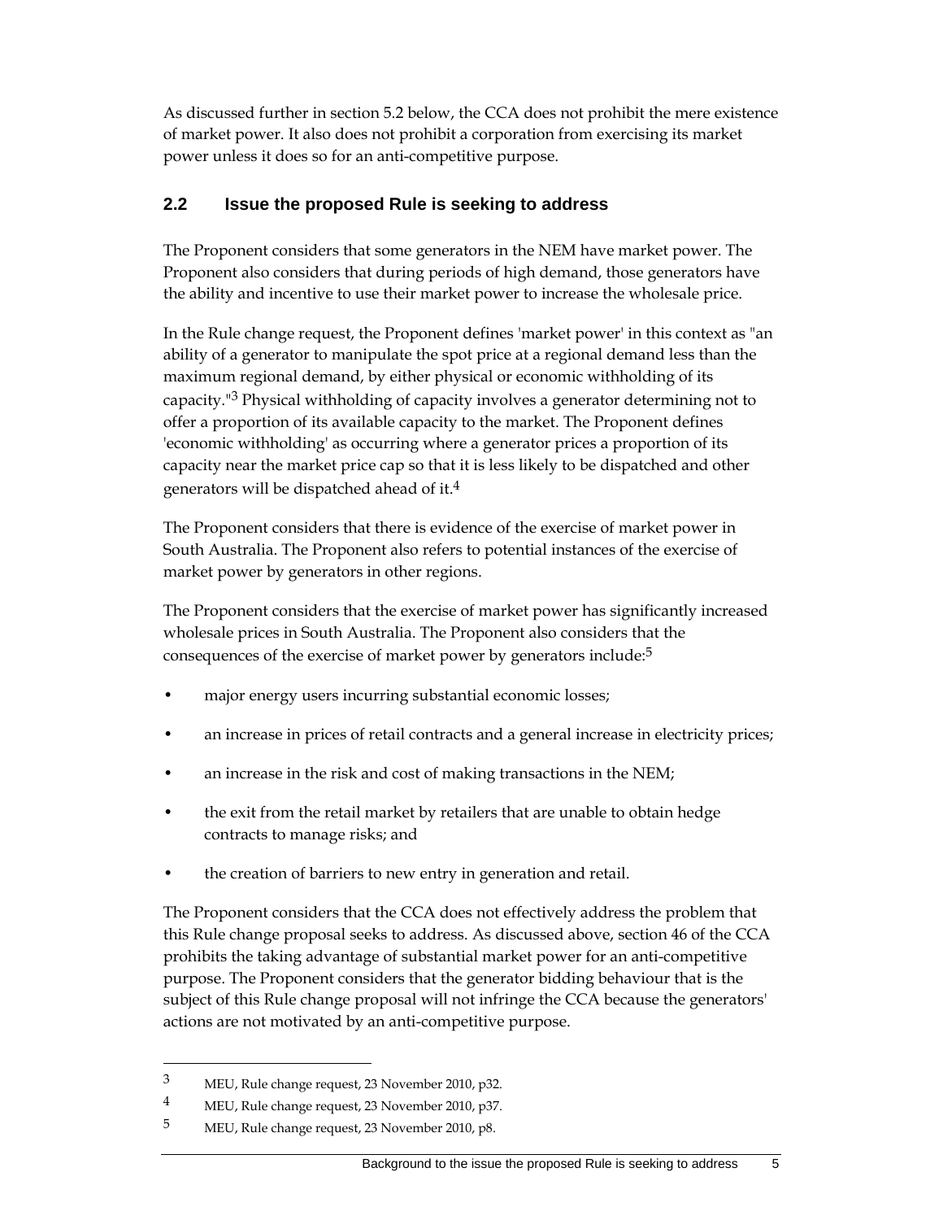As discussed further in section 5.2 below, the CCA does not prohibit the mere existence of market power. It also does not prohibit a corporation from exercising its market power unless it does so for an anti-competitive purpose.

## 2.2 Issue the proposed Rule is seeking to address

The Proponent considers that some generators in the NEM have market power. The Proponent also considers that during periods of high demand, those generators have the ability and incentive to use their market power to increase the wholesale price.

In the Rule change request, the Proponent defines 'market power' in this context as "an ability of a generator to manipulate the spot price at a regional demand less than the maximum regional demand, by either physical or economic withholding of its capacity."[3] Physical withholding of capacity involves a generator determining not to offer a proportion of its available capacity to the market. The Proponent defines 'economic withholding' as occurring where a generator prices a proportion of its capacity near the market price cap so that it is less likely to be dispatched and other generators will be dispatched ahead of it.[4]

The Proponent considers that there is evidence of the exercise of market power in South Australia. The Proponent also refers to potential instances of the exercise of market power by generators in other regions.

The Proponent considers that the exercise of market power has significantly increased wholesale prices in South Australia. The Proponent also considers that the consequences of the exercise of market power by generators include:[5]

- major energy users incurring substantial economic losses;
- an increase in prices of retail contracts and a general increase in electricity prices;
- an increase in the risk and cost of making transactions in the NEM;
- the exit from the retail market by retailers that are unable to obtain hedge contracts to manage risks; and
- the creation of barriers to new entry in generation and retail.

The Proponent considers that the CCA does not effectively address the problem that this Rule change proposal seeks to address. As discussed above, section 46 of the CCA prohibits the taking advantage of substantial market power for an anti-competitive purpose. The Proponent considers that the generator bidding behaviour that is the subject of this Rule change proposal will not infringe the CCA because the generators' actions are not motivated by an anti-competitive purpose.

---

3 MEU, Rule change request, 23 November 2010, p32.

4 MEU, Rule change request, 23 November 2010, p37.

5 MEU, Rule change request, 23 November 2010, p8.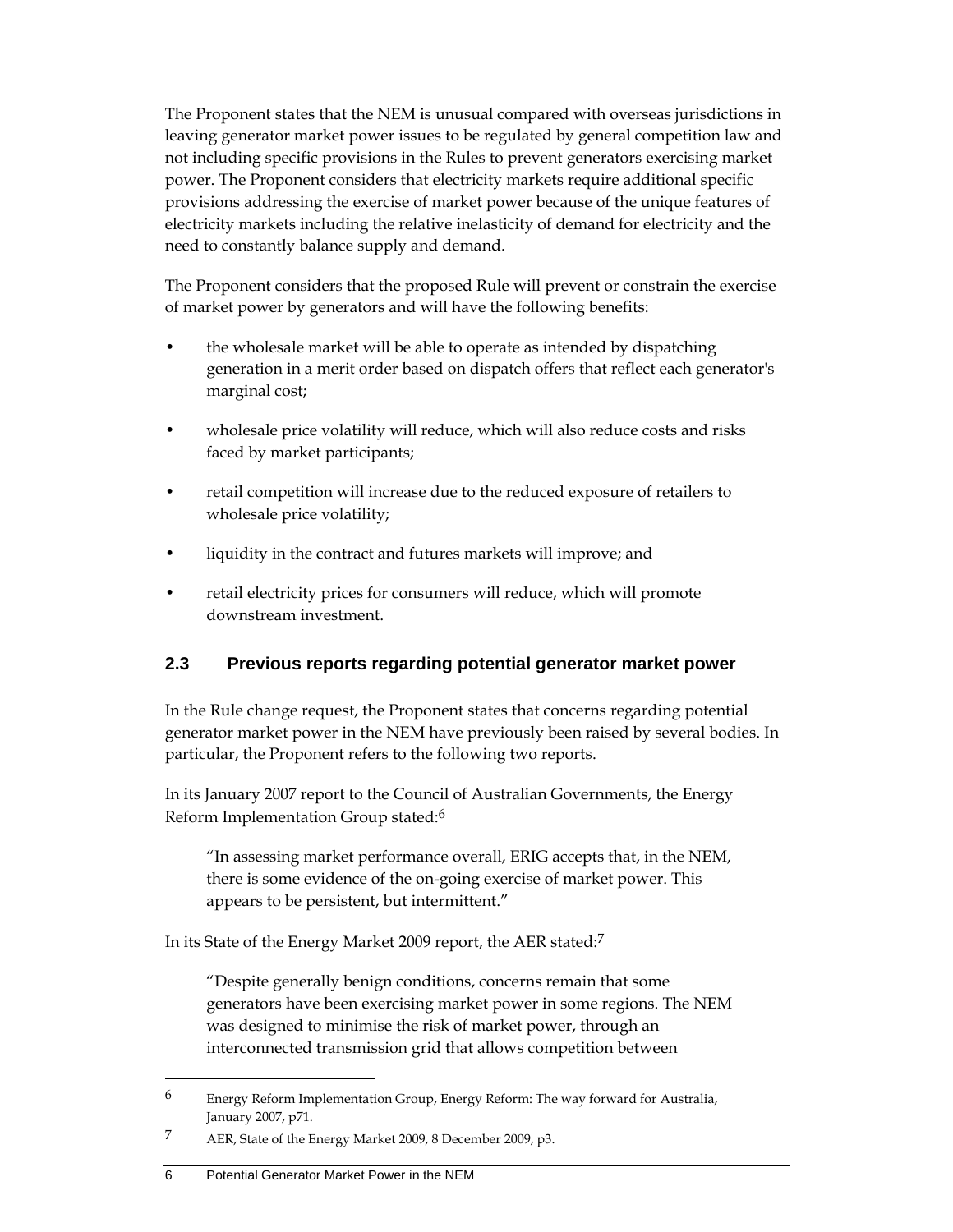The Proponent states that the NEM is unusual compared with overseas jurisdictions in leaving generator market power issues to be regulated by general competition law and not including specific provisions in the Rules to prevent generators exercising market power. The Proponent considers that electricity markets require additional specific provisions addressing the exercise of market power because of the unique features of electricity markets including the relative inelasticity of demand for electricity and the need to constantly balance supply and demand.

The Proponent considers that the proposed Rule will prevent or constrain the exercise of market power by generators and will have the following benefits:

- the wholesale market will be able to operate as intended by dispatching generation in a merit order based on dispatch offers that reflect each generator's marginal cost;
- wholesale price volatility will reduce, which will also reduce costs and risks faced by market participants;
- retail competition will increase due to the reduced exposure of retailers to wholesale price volatility;
- liquidity in the contract and futures markets will improve; and
- retail electricity prices for consumers will reduce, which will promote downstream investment.

## 2.3 Previous reports regarding potential generator market power

In the Rule change request, the Proponent states that concerns regarding potential generator market power in the NEM have previously been raised by several bodies. In particular, the Proponent refers to the following two reports.

In its January 2007 report to the Council of Australian Governments, the Energy Reform Implementation Group stated:[6]

> "In assessing market performance overall, ERIG accepts that, in the NEM, there is some evidence of the on-going exercise of market power. This appears to be persistent, but intermittent."

In its State of the Energy Market 2009 report, the AER stated:[7]

> "Despite generally benign conditions, concerns remain that some generators have been exercising market power in some regions. The NEM was designed to minimise the risk of market power, through an interconnected transmission grid that allows competition between

---

[6] Energy Reform Implementation Group, Energy Reform: The way forward for Australia, January 2007, p71.

[7] AER, State of the Energy Market 2009, 8 December 2009, p3.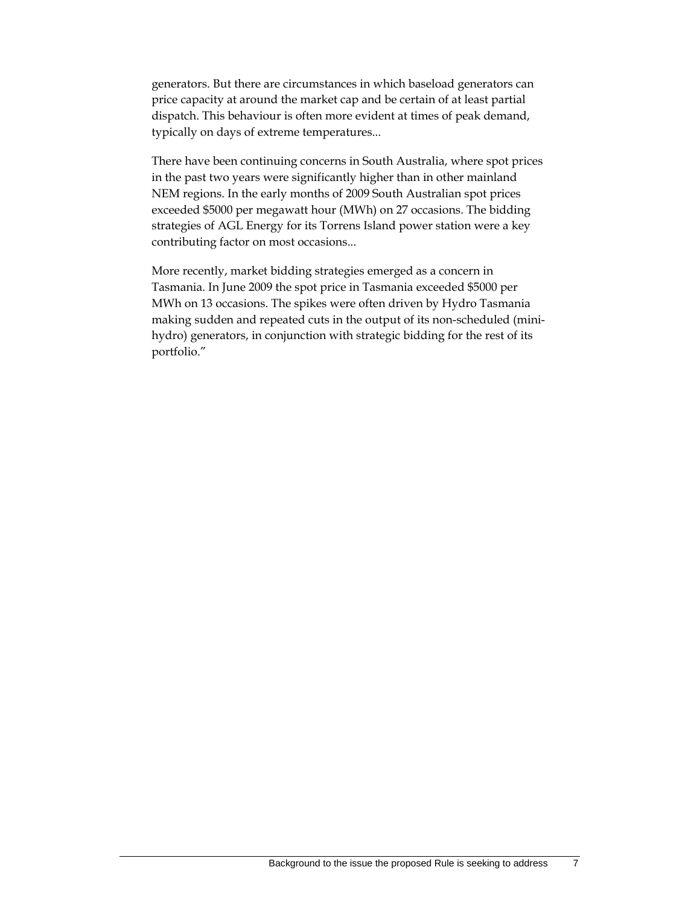generators. But there are circumstances in which baseload generators can price capacity at around the market cap and be certain of at least partial dispatch. This behaviour is often more evident at times of peak demand, typically on days of extreme temperatures...

There have been continuing concerns in South Australia, where spot prices in the past two years were significantly higher than in other mainland NEM regions. In the early months of 2009 South Australian spot prices exceeded $5000 per megawatt hour (MWh) on 27 occasions. The bidding strategies of AGL Energy for its Torrens Island power station were a key contributing factor on most occasions...

More recently, market bidding strategies emerged as a concern in Tasmania. In June 2009 the spot price in Tasmania exceeded $5000 per MWh on 13 occasions. The spikes were often driven by Hydro Tasmania making sudden and repeated cuts in the output of its non-scheduled (mini-hydro) generators, in conjunction with strategic bidding for the rest of its portfolio."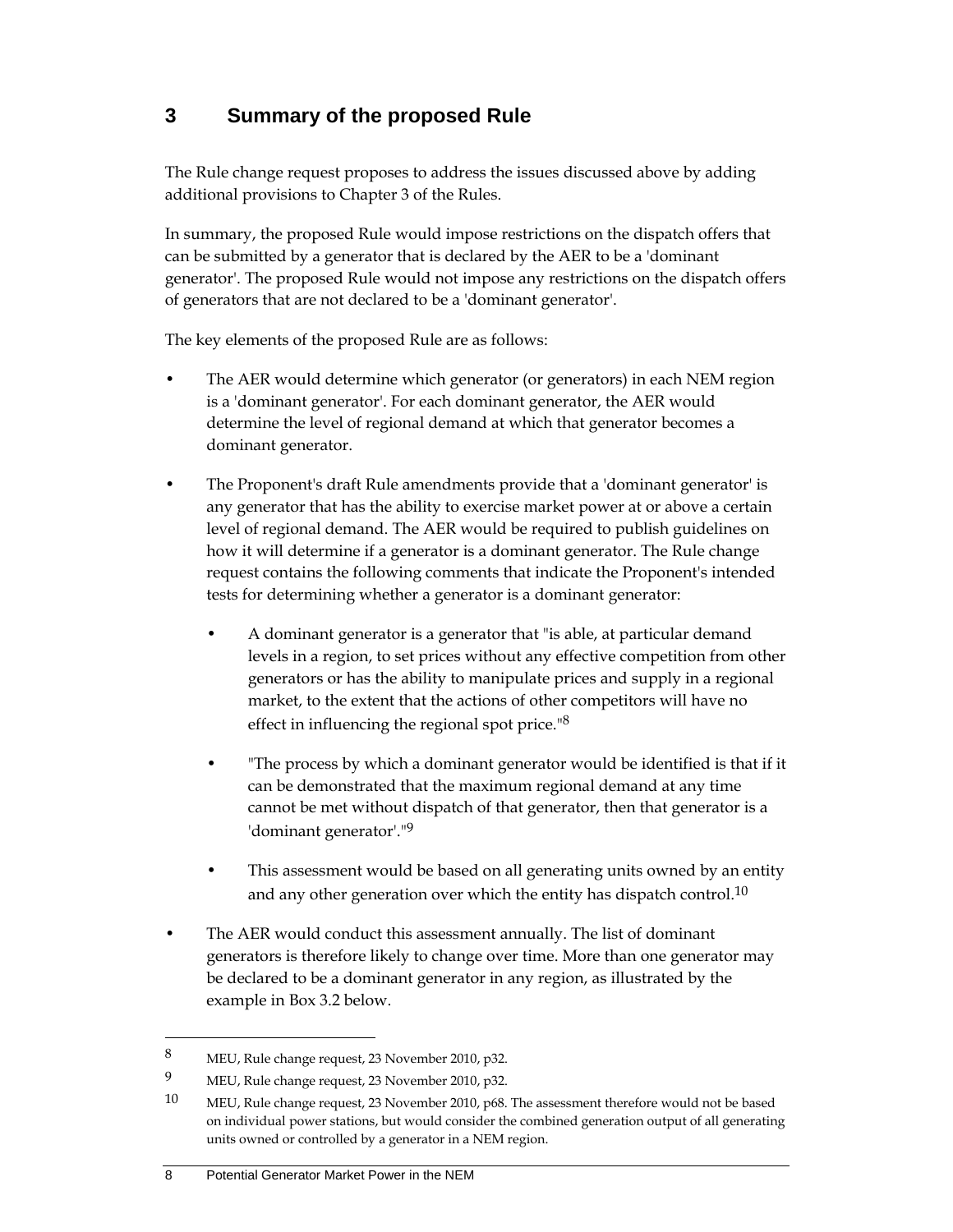# 3 Summary of the proposed Rule

The Rule change request proposes to address the issues discussed above by adding additional provisions to Chapter 3 of the Rules.

In summary, the proposed Rule would impose restrictions on the dispatch offers that can be submitted by a generator that is declared by the AER to be a 'dominant generator'. The proposed Rule would not impose any restrictions on the dispatch offers of generators that are not declared to be a 'dominant generator'.

The key elements of the proposed Rule are as follows:

- The AER would determine which generator (or generators) in each NEM region is a 'dominant generator'. For each dominant generator, the AER would determine the level of regional demand at which that generator becomes a dominant generator.
- The Proponent's draft Rule amendments provide that a 'dominant generator' is any generator that has the ability to exercise market power at or above a certain level of regional demand. The AER would be required to publish guidelines on how it will determine if a generator is a dominant generator. The Rule change request contains the following comments that indicate the Proponent's intended tests for determining whether a generator is a dominant generator:
  - A dominant generator is a generator that "is able, at particular demand levels in a region, to set prices without any effective competition from other generators or has the ability to manipulate prices and supply in a regional market, to the extent that the actions of other competitors will have no effect in influencing the regional spot price."[8]
  - "The process by which a dominant generator would be identified is that if it can be demonstrated that the maximum regional demand at any time cannot be met without dispatch of that generator, then that generator is a 'dominant generator'."[9]
  - This assessment would be based on all generating units owned by an entity and any other generation over which the entity has dispatch control.[10]
- The AER would conduct this assessment annually. The list of dominant generators is therefore likely to change over time. More than one generator may be declared to be a dominant generator in any region, as illustrated by the example in Box 3.2 below.

---

8 MEU, Rule change request, 23 November 2010, p32.

9 MEU, Rule change request, 23 November 2010, p32.

10 MEU, Rule change request, 23 November 2010, p68. The assessment therefore would not be based on individual power stations, but would consider the combined generation output of all generating units owned or controlled by a generator in a NEM region.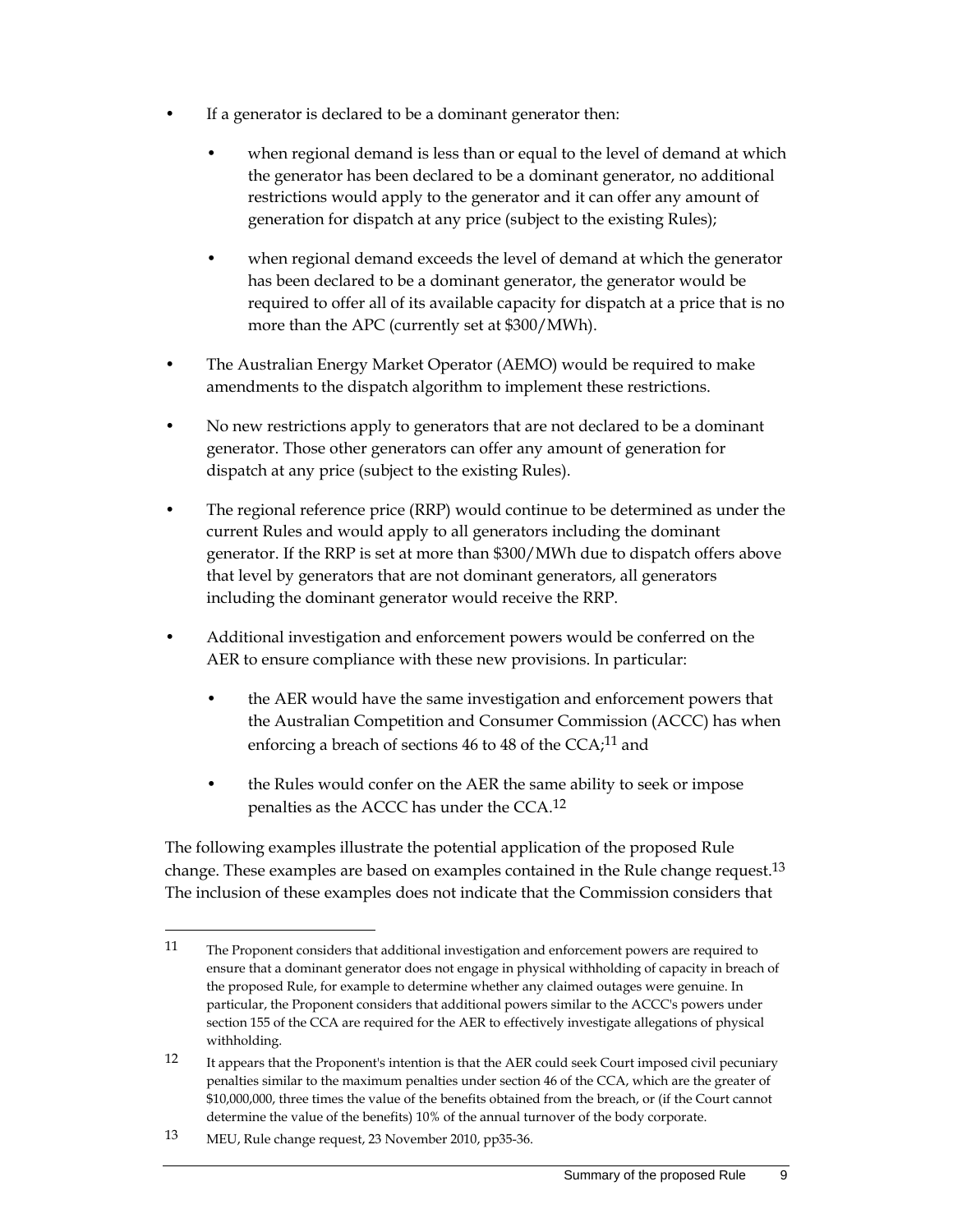- If a generator is declared to be a dominant generator then:
  - when regional demand is less than or equal to the level of demand at which the generator has been declared to be a dominant generator, no additional restrictions would apply to the generator and it can offer any amount of generation for dispatch at any price (subject to the existing Rules);
  - when regional demand exceeds the level of demand at which the generator has been declared to be a dominant generator, the generator would be required to offer all of its available capacity for dispatch at a price that is no more than the APC (currently set at $300/MWh).
- The Australian Energy Market Operator (AEMO) would be required to make amendments to the dispatch algorithm to implement these restrictions.
- No new restrictions apply to generators that are not declared to be a dominant generator. Those other generators can offer any amount of generation for dispatch at any price (subject to the existing Rules).
- The regional reference price (RRP) would continue to be determined as under the current Rules and would apply to all generators including the dominant generator. If the RRP is set at more than $300/MWh due to dispatch offers above that level by generators that are not dominant generators, all generators including the dominant generator would receive the RRP.
- Additional investigation and enforcement powers would be conferred on the AER to ensure compliance with these new provisions. In particular:
  - the AER would have the same investigation and enforcement powers that the Australian Competition and Consumer Commission (ACCC) has when enforcing a breach of sections 46 to 48 of the CCA;[11] and
  - the Rules would confer on the AER the same ability to seek or impose penalties as the ACCC has under the CCA.[12]

The following examples illustrate the potential application of the proposed Rule change. These examples are based on examples contained in the Rule change request.[13] The inclusion of these examples does not indicate that the Commission considers that

---

11 The Proponent considers that additional investigation and enforcement powers are required to ensure that a dominant generator does not engage in physical withholding of capacity in breach of the proposed Rule, for example to determine whether any claimed outages were genuine. In particular, the Proponent considers that additional powers similar to the ACCC's powers under section 155 of the CCA are required for the AER to effectively investigate allegations of physical withholding.

12 It appears that the Proponent's intention is that the AER could seek Court imposed civil pecuniary penalties similar to the maximum penalties under section 46 of the CCA, which are the greater of $10,000,000, three times the value of the benefits obtained from the breach, or (if the Court cannot determine the value of the benefits) 10% of the annual turnover of the body corporate.

13 MEU, Rule change request, 23 November 2010, pp35-36.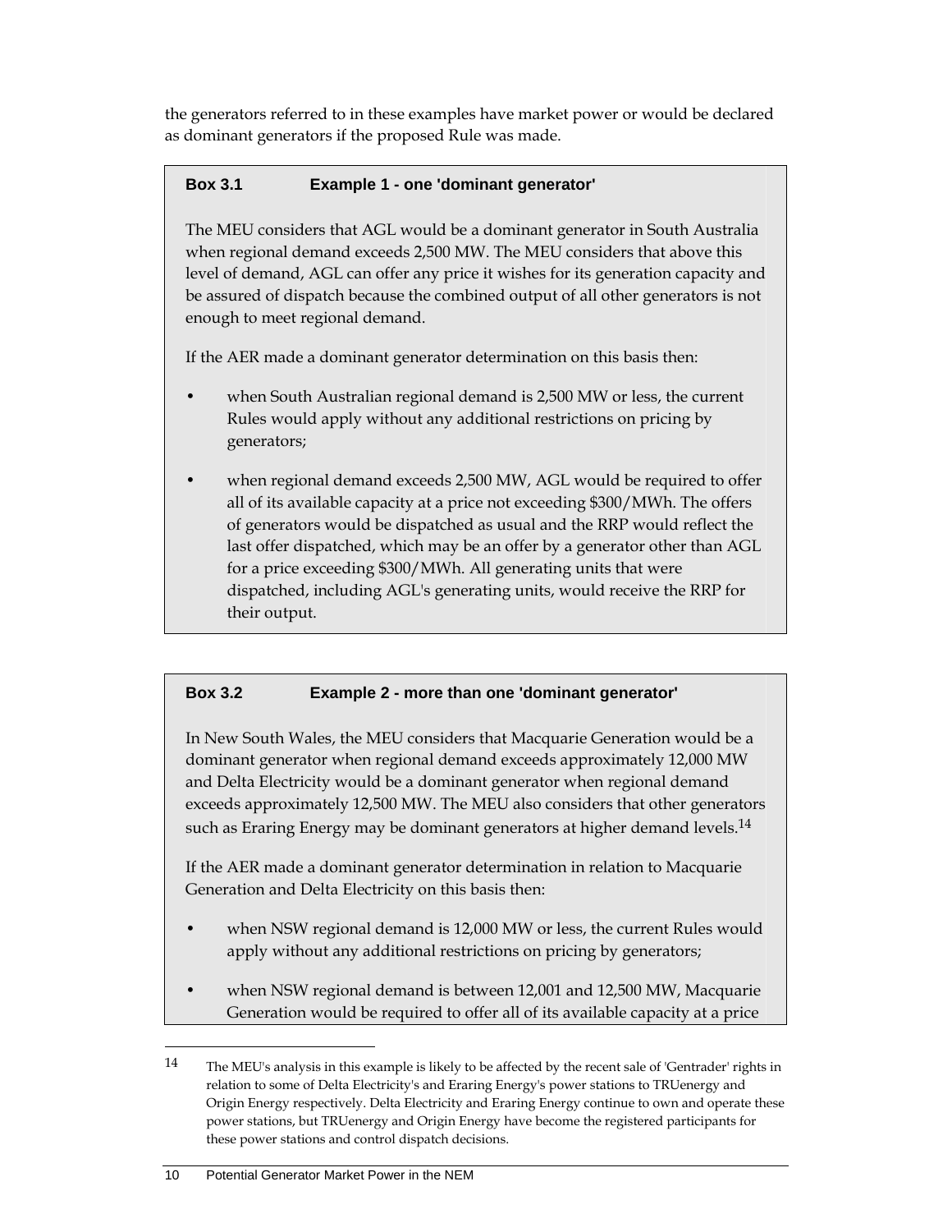the generators referred to in these examples have market power or would be declared as dominant generators if the proposed Rule was made.

> **Box 3.1 Example 1 - one 'dominant generator'**
>
> The MEU considers that AGL would be a dominant generator in South Australia when regional demand exceeds 2,500 MW. The MEU considers that above this level of demand, AGL can offer any price it wishes for its generation capacity and be assured of dispatch because the combined output of all other generators is not enough to meet regional demand.
>
> If the AER made a dominant generator determination on this basis then:
>
> - when South Australian regional demand is 2,500 MW or less, the current Rules would apply without any additional restrictions on pricing by generators;
> - when regional demand exceeds 2,500 MW, AGL would be required to offer all of its available capacity at a price not exceeding $300/MWh. The offers of generators would be dispatched as usual and the RRP would reflect the last offer dispatched, which may be an offer by a generator other than AGL for a price exceeding $300/MWh. All generating units that were dispatched, including AGL's generating units, would receive the RRP for their output.

> **Box 3.2 Example 2 - more than one 'dominant generator'**
>
> In New South Wales, the MEU considers that Macquarie Generation would be a dominant generator when regional demand exceeds approximately 12,000 MW and Delta Electricity would be a dominant generator when regional demand exceeds approximately 12,500 MW. The MEU also considers that other generators such as Eraring Energy may be dominant generators at higher demand levels.[14]
>
> If the AER made a dominant generator determination in relation to Macquarie Generation and Delta Electricity on this basis then:
>
> - when NSW regional demand is 12,000 MW or less, the current Rules would apply without any additional restrictions on pricing by generators;
> - when NSW regional demand is between 12,001 and 12,500 MW, Macquarie Generation would be required to offer all of its available capacity at a price

[14] The MEU's analysis in this example is likely to be affected by the recent sale of 'Gentrader' rights in relation to some of Delta Electricity's and Eraring Energy's power stations to TRUenergy and Origin Energy respectively. Delta Electricity and Eraring Energy continue to own and operate these power stations, but TRUenergy and Origin Energy have become the registered participants for these power stations and control dispatch decisions.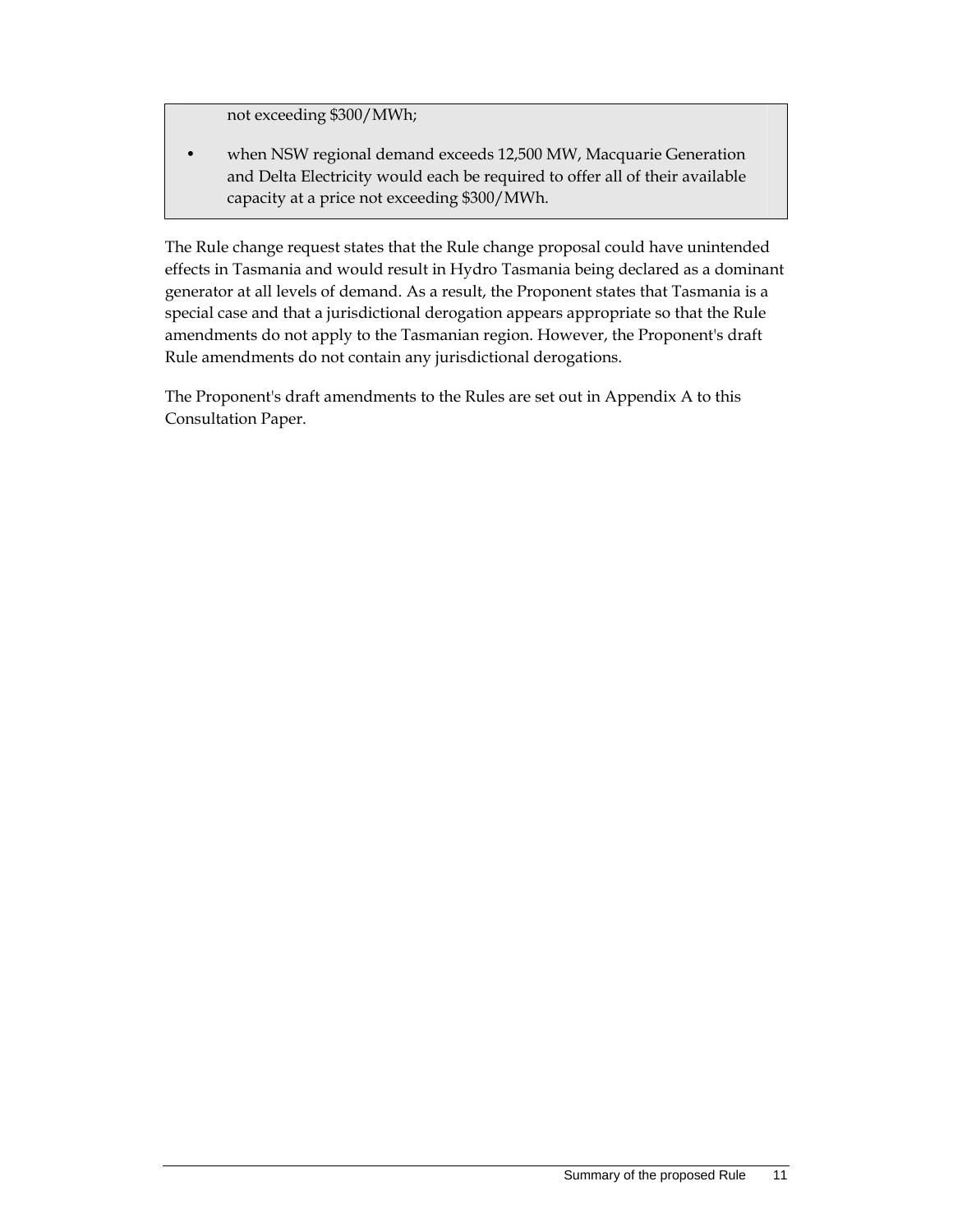not exceeding $300/MWh;

- when NSW regional demand exceeds 12,500 MW, Macquarie Generation and Delta Electricity would each be required to offer all of their available capacity at a price not exceeding $300/MWh.

The Rule change request states that the Rule change proposal could have unintended effects in Tasmania and would result in Hydro Tasmania being declared as a dominant generator at all levels of demand. As a result, the Proponent states that Tasmania is a special case and that a jurisdictional derogation appears appropriate so that the Rule amendments do not apply to the Tasmanian region. However, the Proponent's draft Rule amendments do not contain any jurisdictional derogations.

The Proponent's draft amendments to the Rules are set out in Appendix A to this Consultation Paper.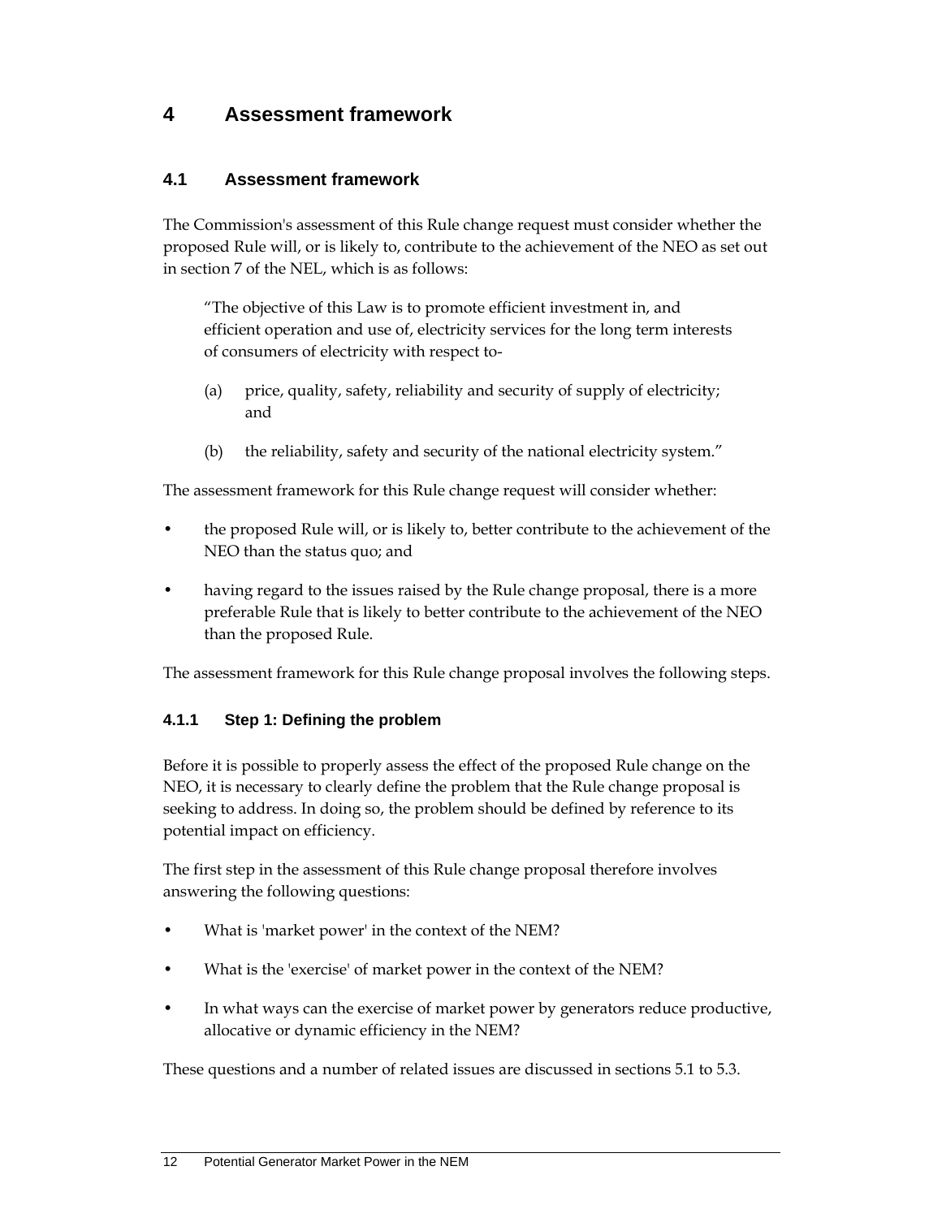# 4 Assessment framework

## 4.1 Assessment framework

The Commission's assessment of this Rule change request must consider whether the proposed Rule will, or is likely to, contribute to the achievement of the NEO as set out in section 7 of the NEL, which is as follows:

> "The objective of this Law is to promote efficient investment in, and efficient operation and use of, electricity services for the long term interests of consumers of electricity with respect to-
>
> (a) price, quality, safety, reliability and security of supply of electricity; and
>
> (b) the reliability, safety and security of the national electricity system."

The assessment framework for this Rule change request will consider whether:

- the proposed Rule will, or is likely to, better contribute to the achievement of the NEO than the status quo; and
- having regard to the issues raised by the Rule change proposal, there is a more preferable Rule that is likely to better contribute to the achievement of the NEO than the proposed Rule.

The assessment framework for this Rule change proposal involves the following steps.

### 4.1.1 Step 1: Defining the problem

Before it is possible to properly assess the effect of the proposed Rule change on the NEO, it is necessary to clearly define the problem that the Rule change proposal is seeking to address. In doing so, the problem should be defined by reference to its potential impact on efficiency.

The first step in the assessment of this Rule change proposal therefore involves answering the following questions:

- What is 'market power' in the context of the NEM?
- What is the 'exercise' of market power in the context of the NEM?
- In what ways can the exercise of market power by generators reduce productive, allocative or dynamic efficiency in the NEM?

These questions and a number of related issues are discussed in sections 5.1 to 5.3.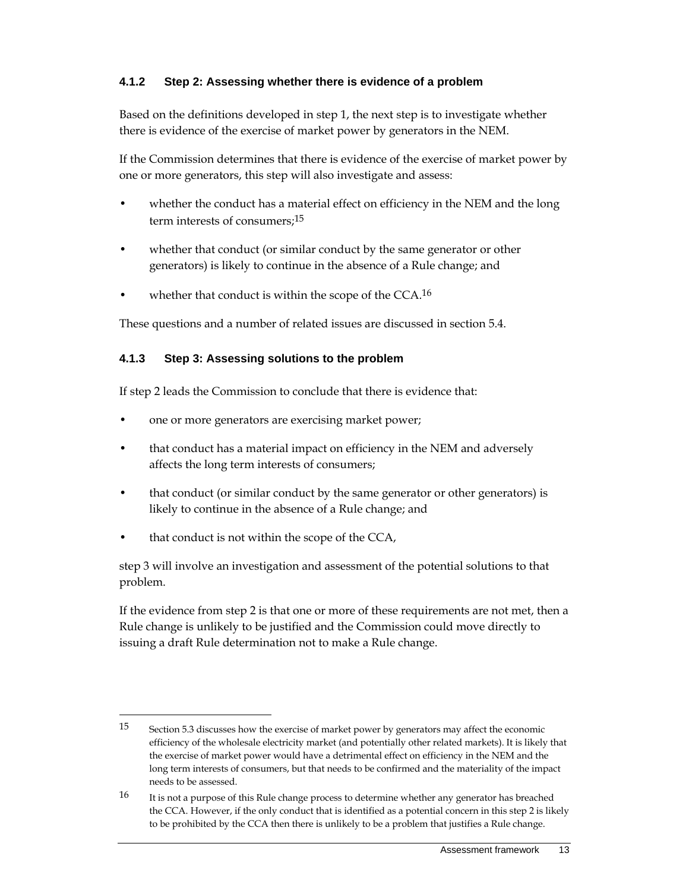### 4.1.2 Step 2: Assessing whether there is evidence of a problem

Based on the definitions developed in step 1, the next step is to investigate whether there is evidence of the exercise of market power by generators in the NEM.

If the Commission determines that there is evidence of the exercise of market power by one or more generators, this step will also investigate and assess:

- whether the conduct has a material effect on efficiency in the NEM and the long term interests of consumers;[15]
- whether that conduct (or similar conduct by the same generator or other generators) is likely to continue in the absence of a Rule change; and
- whether that conduct is within the scope of the CCA.[16]

These questions and a number of related issues are discussed in section 5.4.

### 4.1.3 Step 3: Assessing solutions to the problem

If step 2 leads the Commission to conclude that there is evidence that:

- one or more generators are exercising market power;
- that conduct has a material impact on efficiency in the NEM and adversely affects the long term interests of consumers;
- that conduct (or similar conduct by the same generator or other generators) is likely to continue in the absence of a Rule change; and
- that conduct is not within the scope of the CCA,

step 3 will involve an investigation and assessment of the potential solutions to that problem.

If the evidence from step 2 is that one or more of these requirements are not met, then a Rule change is unlikely to be justified and the Commission could move directly to issuing a draft Rule determination not to make a Rule change.

---

15 Section 5.3 discusses how the exercise of market power by generators may affect the economic efficiency of the wholesale electricity market (and potentially other related markets). It is likely that the exercise of market power would have a detrimental effect on efficiency in the NEM and the long term interests of consumers, but that needs to be confirmed and the materiality of the impact needs to be assessed.

16 It is not a purpose of this Rule change process to determine whether any generator has breached the CCA. However, if the only conduct that is identified as a potential concern in this step 2 is likely to be prohibited by the CCA then there is unlikely to be a problem that justifies a Rule change.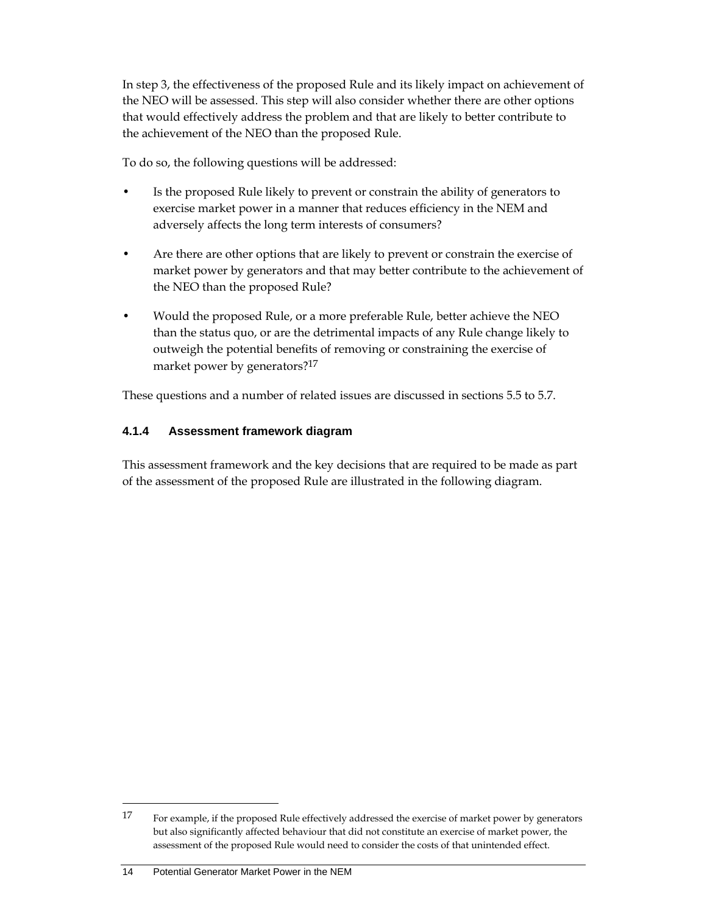In step 3, the effectiveness of the proposed Rule and its likely impact on achievement of the NEO will be assessed. This step will also consider whether there are other options that would effectively address the problem and that are likely to better contribute to the achievement of the NEO than the proposed Rule.

To do so, the following questions will be addressed:

- Is the proposed Rule likely to prevent or constrain the ability of generators to exercise market power in a manner that reduces efficiency in the NEM and adversely affects the long term interests of consumers?
- Are there are other options that are likely to prevent or constrain the exercise of market power by generators and that may better contribute to the achievement of the NEO than the proposed Rule?
- Would the proposed Rule, or a more preferable Rule, better achieve the NEO than the status quo, or are the detrimental impacts of any Rule change likely to outweigh the potential benefits of removing or constraining the exercise of market power by generators?[17]

These questions and a number of related issues are discussed in sections 5.5 to 5.7.

### 4.1.4 Assessment framework diagram

This assessment framework and the key decisions that are required to be made as part of the assessment of the proposed Rule are illustrated in the following diagram.

---

[17] For example, if the proposed Rule effectively addressed the exercise of market power by generators but also significantly affected behaviour that did not constitute an exercise of market power, the assessment of the proposed Rule would need to consider the costs of that unintended effect.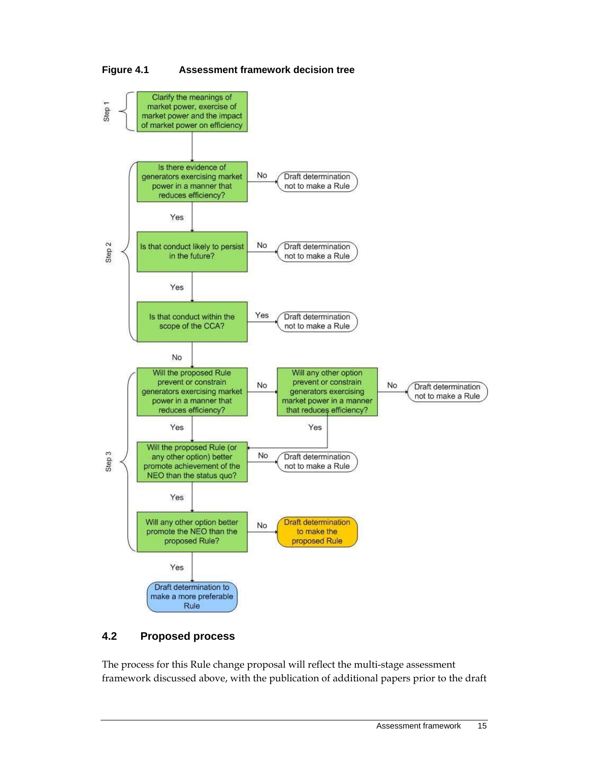**Figure 4.1 Assessment framework decision tree**

**Step 1**

- Clarify the meanings of market power, exercise of market power and the impact of market power on efficiency

**Step 2**

- Is there evidence of generators exercising market power in a manner that reduces efficiency?
  - No → Draft determination not to make a Rule
  - Yes → Is that conduct likely to persist in the future?
    - No → Draft determination not to make a Rule
    - Yes → Is that conduct within the scope of the CCA?
      - Yes → Draft determination not to make a Rule
      - No → Step 3

**Step 3**

- Will the proposed Rule prevent or constrain generators exercising market power in a manner that reduces efficiency?
  - No → Will any other option prevent or constrain generators exercising market power in a manner that reduces efficiency?
    - No → Draft determination not to make a Rule
    - Yes → Will the proposed Rule (or any other option) better promote achievement of the NEO than the status quo?
  - Yes → Will the proposed Rule (or any other option) better promote achievement of the NEO than the status quo?
    - No → Draft determination not to make a Rule
    - Yes → Will any other option better promote the NEO than the proposed Rule?
      - No → Draft determination to make the proposed Rule
      - Yes → Draft determination to make a more preferable Rule

## 4.2 Proposed process

The process for this Rule change proposal will reflect the multi-stage assessment framework discussed above, with the publication of additional papers prior to the draft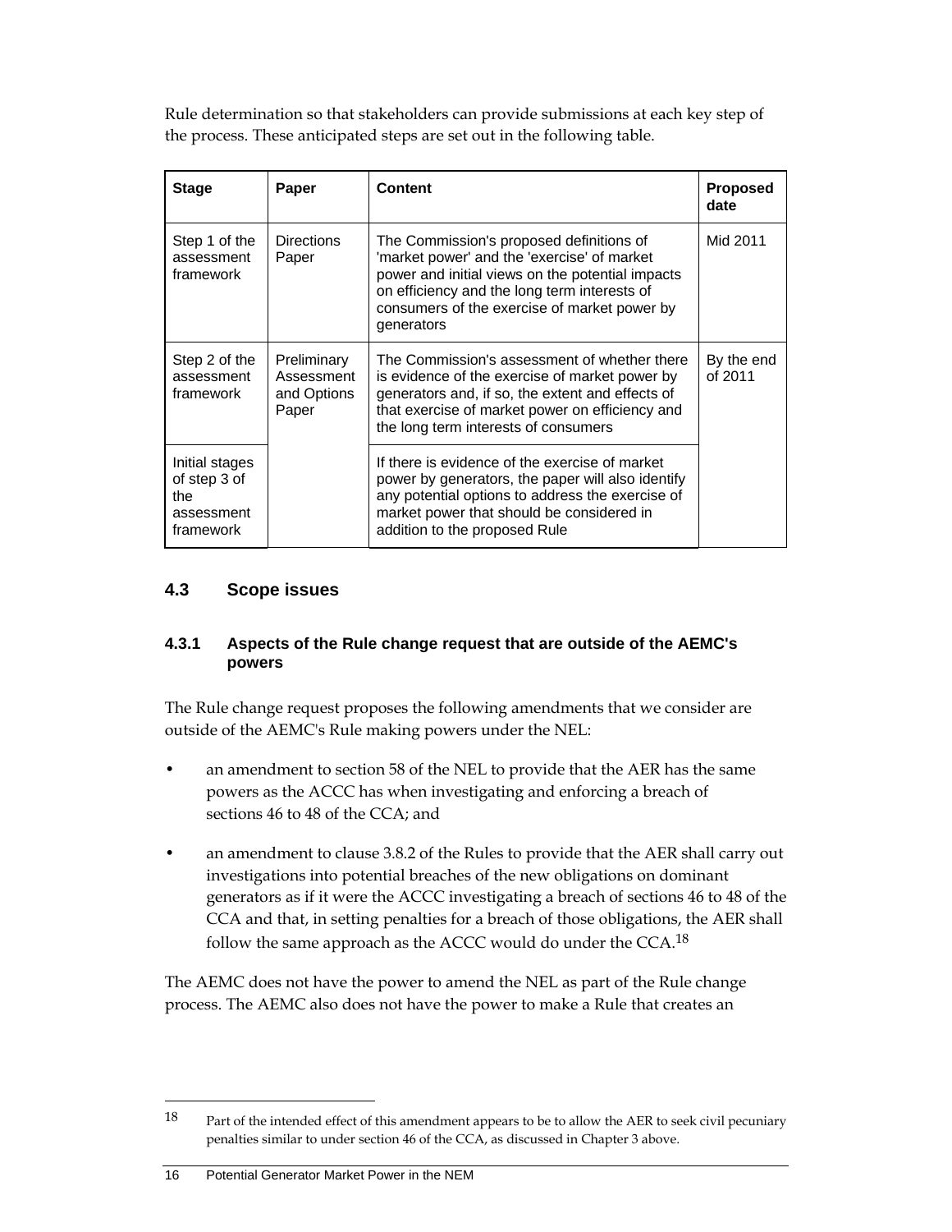Rule determination so that stakeholders can provide submissions at each key step of the process. These anticipated steps are set out in the following table.

| Stage | Paper | Content | Proposed date |
|---|---|---|---|
| Step 1 of the assessment framework | Directions Paper | The Commission's proposed definitions of 'market power' and the 'exercise' of market power and initial views on the potential impacts on efficiency and the long term interests of consumers of the exercise of market power by generators | Mid 2011 |
| Step 2 of the assessment framework | Preliminary Assessment and Options Paper | The Commission's assessment of whether there is evidence of the exercise of market power by generators and, if so, the extent and effects of that exercise of market power on efficiency and the long term interests of consumers | By the end of 2011 |
| Initial stages of step 3 of the assessment framework | | If there is evidence of the exercise of market power by generators, the paper will also identify any potential options to address the exercise of market power that should be considered in addition to the proposed Rule | |

## 4.3 Scope issues

### 4.3.1 Aspects of the Rule change request that are outside of the AEMC's powers

The Rule change request proposes the following amendments that we consider are outside of the AEMC's Rule making powers under the NEL:

- an amendment to section 58 of the NEL to provide that the AER has the same powers as the ACCC has when investigating and enforcing a breach of sections 46 to 48 of the CCA; and
- an amendment to clause 3.8.2 of the Rules to provide that the AER shall carry out investigations into potential breaches of the new obligations on dominant generators as if it were the ACCC investigating a breach of sections 46 to 48 of the CCA and that, in setting penalties for a breach of those obligations, the AER shall follow the same approach as the ACCC would do under the CCA.[18]

The AEMC does not have the power to amend the NEL as part of the Rule change process. The AEMC also does not have the power to make a Rule that creates an

---

[18] Part of the intended effect of this amendment appears to be to allow the AER to seek civil pecuniary penalties similar to under section 46 of the CCA, as discussed in Chapter 3 above.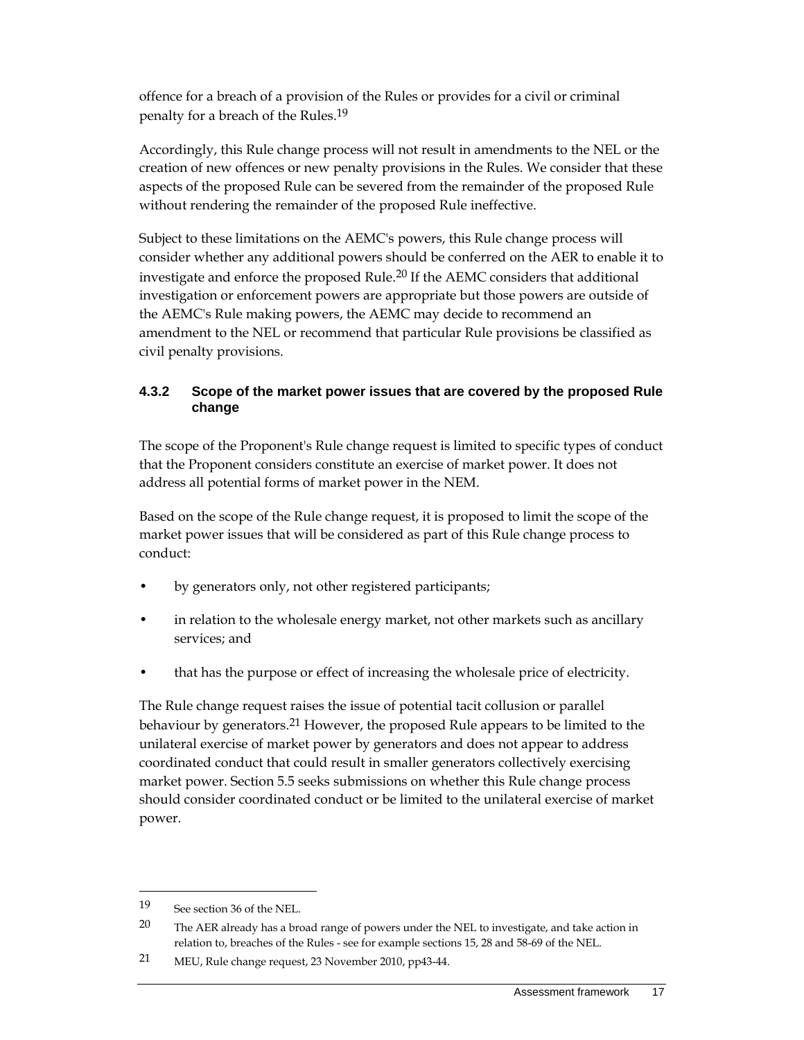offence for a breach of a provision of the Rules or provides for a civil or criminal penalty for a breach of the Rules.[19]

Accordingly, this Rule change process will not result in amendments to the NEL or the creation of new offences or new penalty provisions in the Rules. We consider that these aspects of the proposed Rule can be severed from the remainder of the proposed Rule without rendering the remainder of the proposed Rule ineffective.

Subject to these limitations on the AEMC's powers, this Rule change process will consider whether any additional powers should be conferred on the AER to enable it to investigate and enforce the proposed Rule.[20] If the AEMC considers that additional investigation or enforcement powers are appropriate but those powers are outside of the AEMC's Rule making powers, the AEMC may decide to recommend an amendment to the NEL or recommend that particular Rule provisions be classified as civil penalty provisions.

### 4.3.2 Scope of the market power issues that are covered by the proposed Rule change

The scope of the Proponent's Rule change request is limited to specific types of conduct that the Proponent considers constitute an exercise of market power. It does not address all potential forms of market power in the NEM.

Based on the scope of the Rule change request, it is proposed to limit the scope of the market power issues that will be considered as part of this Rule change process to conduct:

- by generators only, not other registered participants;
- in relation to the wholesale energy market, not other markets such as ancillary services; and
- that has the purpose or effect of increasing the wholesale price of electricity.

The Rule change request raises the issue of potential tacit collusion or parallel behaviour by generators.[21] However, the proposed Rule appears to be limited to the unilateral exercise of market power by generators and does not appear to address coordinated conduct that could result in smaller generators collectively exercising market power. Section 5.5 seeks submissions on whether this Rule change process should consider coordinated conduct or be limited to the unilateral exercise of market power.

---

19 See section 36 of the NEL.

20 The AER already has a broad range of powers under the NEL to investigate, and take action in relation to, breaches of the Rules - see for example sections 15, 28 and 58-69 of the NEL.

21 MEU, Rule change request, 23 November 2010, pp43-44.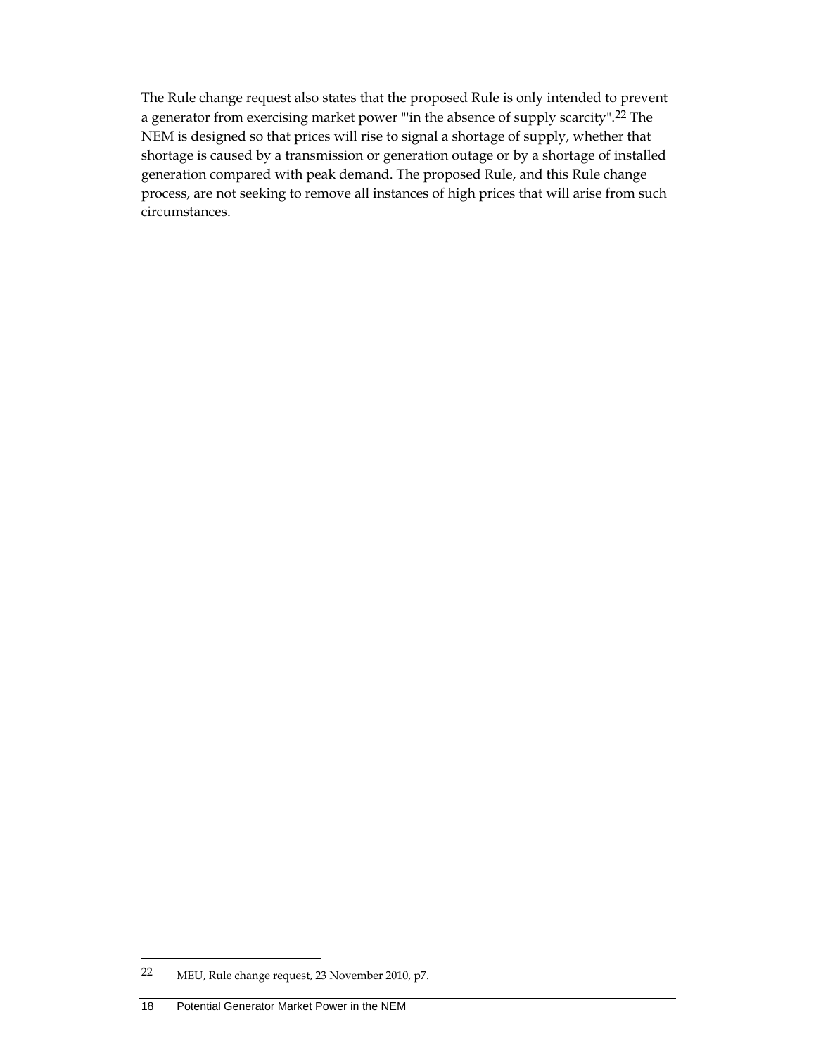The Rule change request also states that the proposed Rule is only intended to prevent a generator from exercising market power "'in the absence of supply scarcity".[22] The NEM is designed so that prices will rise to signal a shortage of supply, whether that shortage is caused by a transmission or generation outage or by a shortage of installed generation compared with peak demand. The proposed Rule, and this Rule change process, are not seeking to remove all instances of high prices that will arise from such circumstances.

---

[22] MEU, Rule change request, 23 November 2010, p7.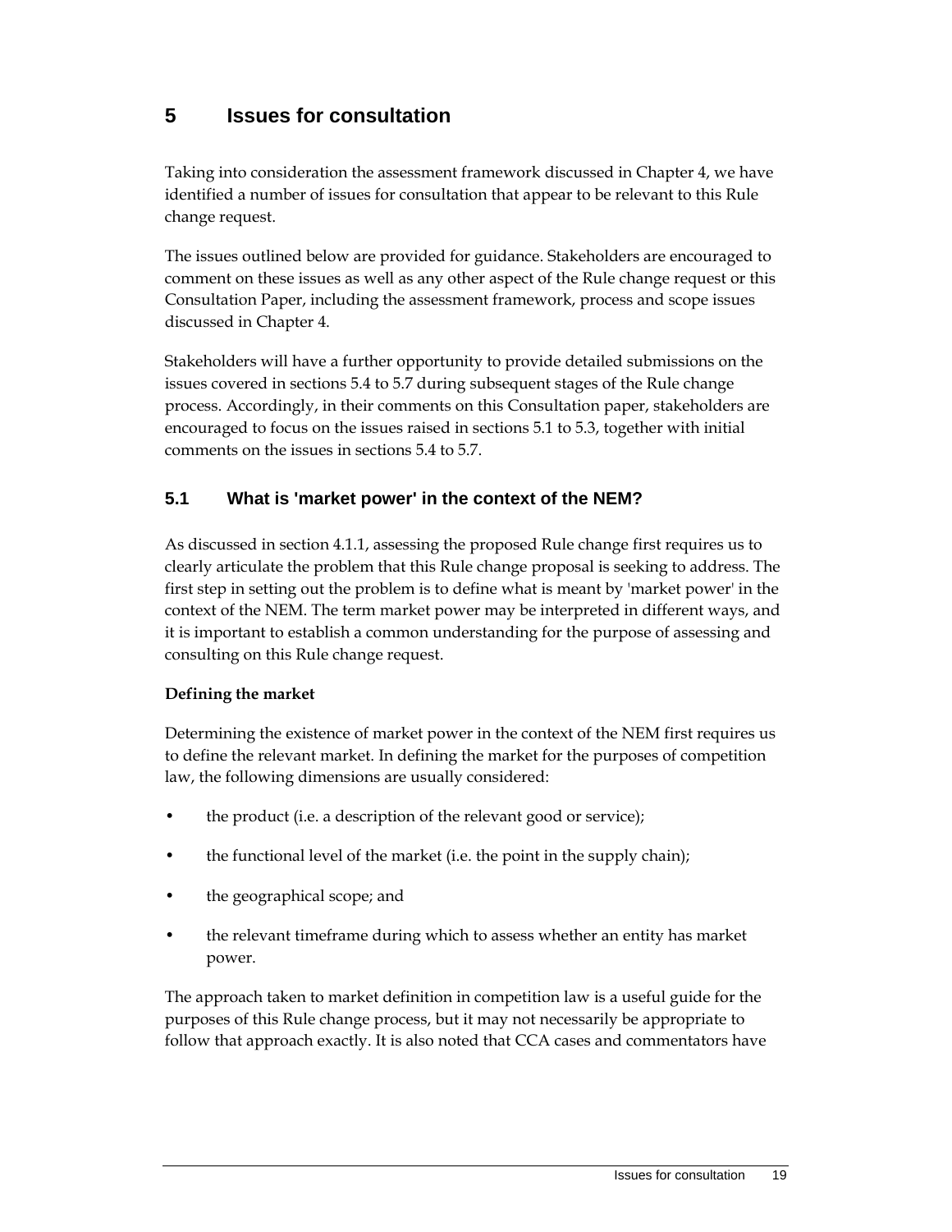# 5 Issues for consultation

Taking into consideration the assessment framework discussed in Chapter 4, we have identified a number of issues for consultation that appear to be relevant to this Rule change request.

The issues outlined below are provided for guidance. Stakeholders are encouraged to comment on these issues as well as any other aspect of the Rule change request or this Consultation Paper, including the assessment framework, process and scope issues discussed in Chapter 4.

Stakeholders will have a further opportunity to provide detailed submissions on the issues covered in sections 5.4 to 5.7 during subsequent stages of the Rule change process. Accordingly, in their comments on this Consultation paper, stakeholders are encouraged to focus on the issues raised in sections 5.1 to 5.3, together with initial comments on the issues in sections 5.4 to 5.7.

## 5.1 What is 'market power' in the context of the NEM?

As discussed in section 4.1.1, assessing the proposed Rule change first requires us to clearly articulate the problem that this Rule change proposal is seeking to address. The first step in setting out the problem is to define what is meant by 'market power' in the context of the NEM. The term market power may be interpreted in different ways, and it is important to establish a common understanding for the purpose of assessing and consulting on this Rule change request.

**Defining the market**

Determining the existence of market power in the context of the NEM first requires us to define the relevant market. In defining the market for the purposes of competition law, the following dimensions are usually considered:

- the product (i.e. a description of the relevant good or service);
- the functional level of the market (i.e. the point in the supply chain);
- the geographical scope; and
- the relevant timeframe during which to assess whether an entity has market power.

The approach taken to market definition in competition law is a useful guide for the purposes of this Rule change process, but it may not necessarily be appropriate to follow that approach exactly. It is also noted that CCA cases and commentators have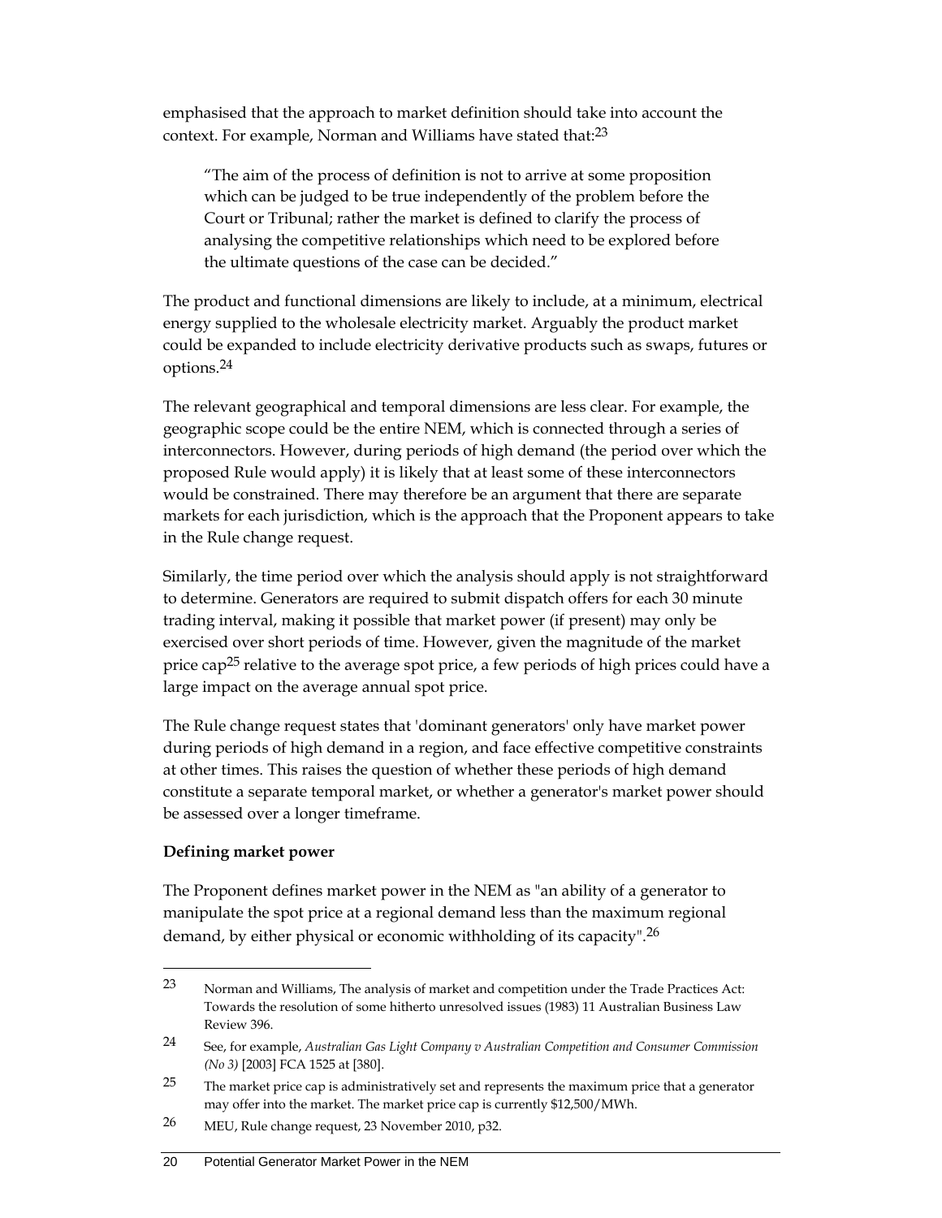emphasised that the approach to market definition should take into account the context. For example, Norman and Williams have stated that:[23]

> "The aim of the process of definition is not to arrive at some proposition which can be judged to be true independently of the problem before the Court or Tribunal; rather the market is defined to clarify the process of analysing the competitive relationships which need to be explored before the ultimate questions of the case can be decided."

The product and functional dimensions are likely to include, at a minimum, electrical energy supplied to the wholesale electricity market. Arguably the product market could be expanded to include electricity derivative products such as swaps, futures or options.[24]

The relevant geographical and temporal dimensions are less clear. For example, the geographic scope could be the entire NEM, which is connected through a series of interconnectors. However, during periods of high demand (the period over which the proposed Rule would apply) it is likely that at least some of these interconnectors would be constrained. There may therefore be an argument that there are separate markets for each jurisdiction, which is the approach that the Proponent appears to take in the Rule change request.

Similarly, the time period over which the analysis should apply is not straightforward to determine. Generators are required to submit dispatch offers for each 30 minute trading interval, making it possible that market power (if present) may only be exercised over short periods of time. However, given the magnitude of the market price cap[25] relative to the average spot price, a few periods of high prices could have a large impact on the average annual spot price.

The Rule change request states that 'dominant generators' only have market power during periods of high demand in a region, and face effective competitive constraints at other times. This raises the question of whether these periods of high demand constitute a separate temporal market, or whether a generator's market power should be assessed over a longer timeframe.

**Defining market power**

The Proponent defines market power in the NEM as "an ability of a generator to manipulate the spot price at a regional demand less than the maximum regional demand, by either physical or economic withholding of its capacity".[26]

---

23 Norman and Williams, The analysis of market and competition under the Trade Practices Act: Towards the resolution of some hitherto unresolved issues (1983) 11 Australian Business Law Review 396.

24 See, for example, *Australian Gas Light Company v Australian Competition and Consumer Commission (No 3)* [2003] FCA 1525 at [380].

25 The market price cap is administratively set and represents the maximum price that a generator may offer into the market. The market price cap is currently $12,500/MWh.

26 MEU, Rule change request, 23 November 2010, p32.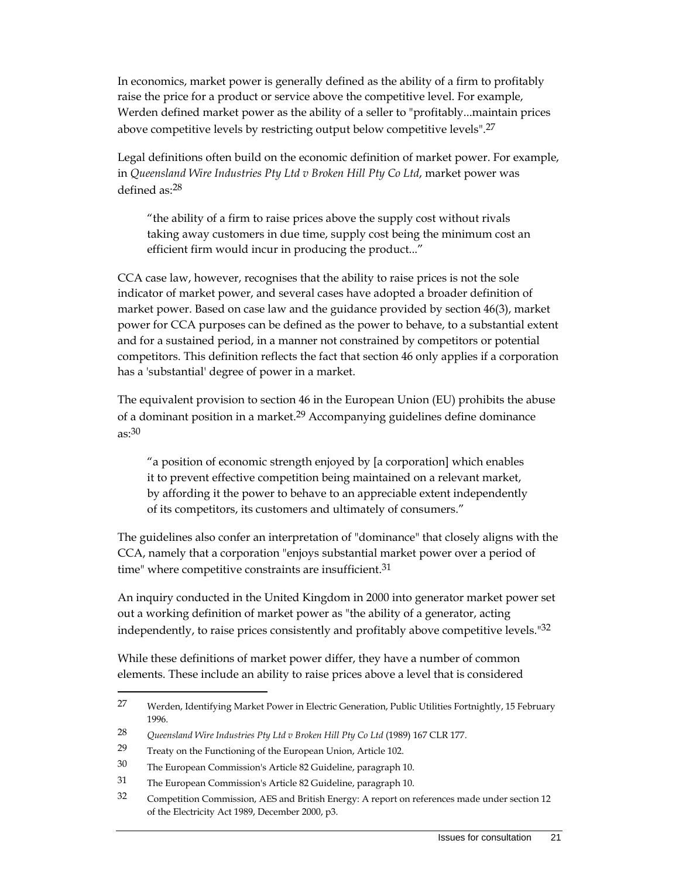In economics, market power is generally defined as the ability of a firm to profitably raise the price for a product or service above the competitive level. For example, Werden defined market power as the ability of a seller to "profitably...maintain prices above competitive levels by restricting output below competitive levels".[27]

Legal definitions often build on the economic definition of market power. For example, in *Queensland Wire Industries Pty Ltd v Broken Hill Pty Co Ltd*, market power was defined as:[28]

> "the ability of a firm to raise prices above the supply cost without rivals taking away customers in due time, supply cost being the minimum cost an efficient firm would incur in producing the product..."

CCA case law, however, recognises that the ability to raise prices is not the sole indicator of market power, and several cases have adopted a broader definition of market power. Based on case law and the guidance provided by section 46(3), market power for CCA purposes can be defined as the power to behave, to a substantial extent and for a sustained period, in a manner not constrained by competitors or potential competitors. This definition reflects the fact that section 46 only applies if a corporation has a 'substantial' degree of power in a market.

The equivalent provision to section 46 in the European Union (EU) prohibits the abuse of a dominant position in a market.[29] Accompanying guidelines define dominance as:[30]

> "a position of economic strength enjoyed by [a corporation] which enables it to prevent effective competition being maintained on a relevant market, by affording it the power to behave to an appreciable extent independently of its competitors, its customers and ultimately of consumers."

The guidelines also confer an interpretation of "dominance" that closely aligns with the CCA, namely that a corporation "enjoys substantial market power over a period of time" where competitive constraints are insufficient.[31]

An inquiry conducted in the United Kingdom in 2000 into generator market power set out a working definition of market power as "the ability of a generator, acting independently, to raise prices consistently and profitably above competitive levels."[32]

While these definitions of market power differ, they have a number of common elements. These include an ability to raise prices above a level that is considered

---

27 Werden, Identifying Market Power in Electric Generation, Public Utilities Fortnightly, 15 February 1996.

28 *Queensland Wire Industries Pty Ltd v Broken Hill Pty Co Ltd* (1989) 167 CLR 177.

29 Treaty on the Functioning of the European Union, Article 102.

30 The European Commission's Article 82 Guideline, paragraph 10.

31 The European Commission's Article 82 Guideline, paragraph 10.

32 Competition Commission, AES and British Energy: A report on references made under section 12 of the Electricity Act 1989, December 2000, p3.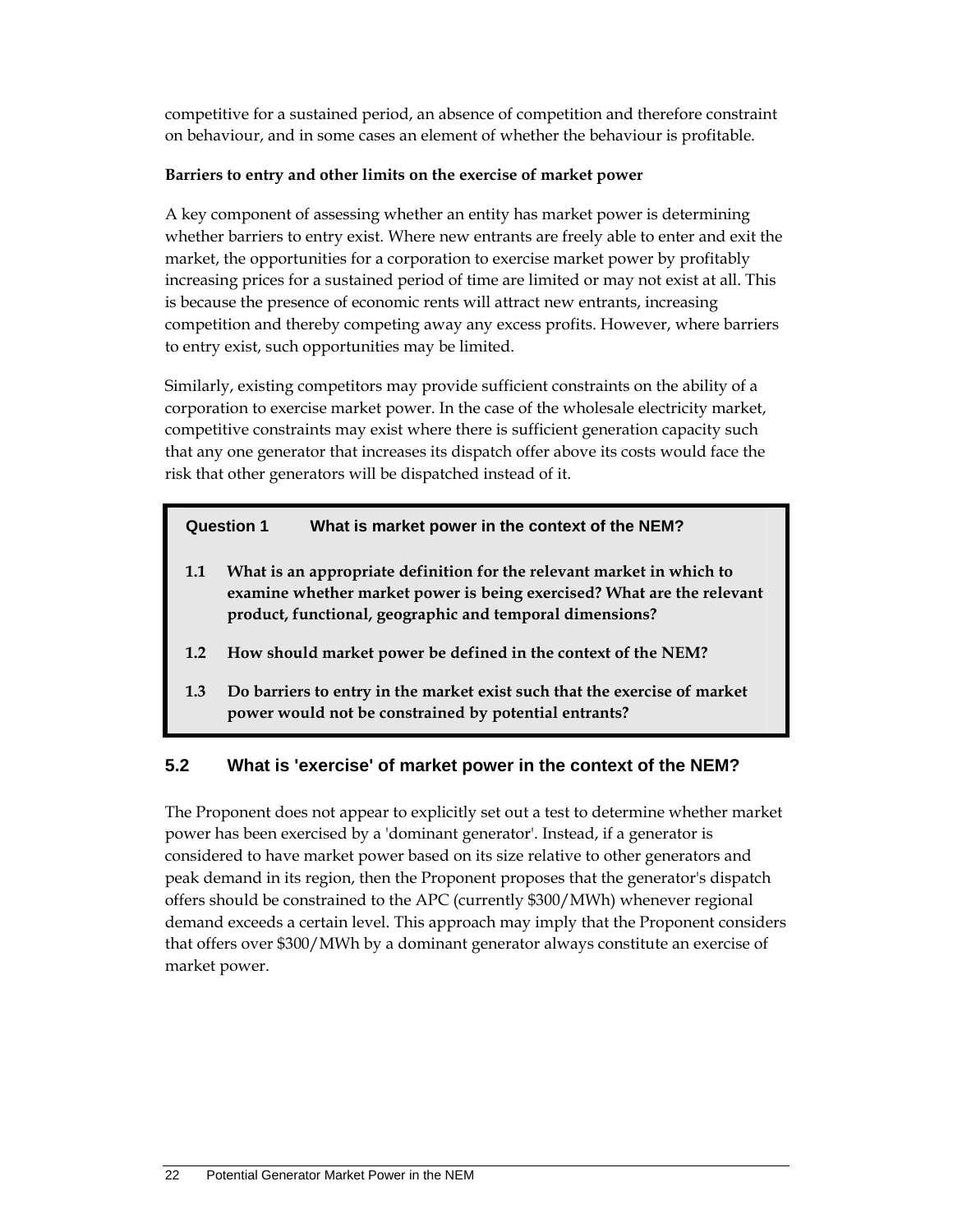competitive for a sustained period, an absence of competition and therefore constraint on behaviour, and in some cases an element of whether the behaviour is profitable.

**Barriers to entry and other limits on the exercise of market power**

A key component of assessing whether an entity has market power is determining whether barriers to entry exist. Where new entrants are freely able to enter and exit the market, the opportunities for a corporation to exercise market power by profitably increasing prices for a sustained period of time are limited or may not exist at all. This is because the presence of economic rents will attract new entrants, increasing competition and thereby competing away any excess profits. However, where barriers to entry exist, such opportunities may be limited.

Similarly, existing competitors may provide sufficient constraints on the ability of a corporation to exercise market power. In the case of the wholesale electricity market, competitive constraints may exist where there is sufficient generation capacity such that any one generator that increases its dispatch offer above its costs would face the risk that other generators will be dispatched instead of it.

> **Question 1 What is market power in the context of the NEM?**
>
> **1.1 What is an appropriate definition for the relevant market in which to examine whether market power is being exercised? What are the relevant product, functional, geographic and temporal dimensions?**
>
> **1.2 How should market power be defined in the context of the NEM?**
>
> **1.3 Do barriers to entry in the market exist such that the exercise of market power would not be constrained by potential entrants?**

## 5.2 What is 'exercise' of market power in the context of the NEM?

The Proponent does not appear to explicitly set out a test to determine whether market power has been exercised by a 'dominant generator'. Instead, if a generator is considered to have market power based on its size relative to other generators and peak demand in its region, then the Proponent proposes that the generator's dispatch offers should be constrained to the APC (currently $300/MWh) whenever regional demand exceeds a certain level. This approach may imply that the Proponent considers that offers over $300/MWh by a dominant generator always constitute an exercise of market power.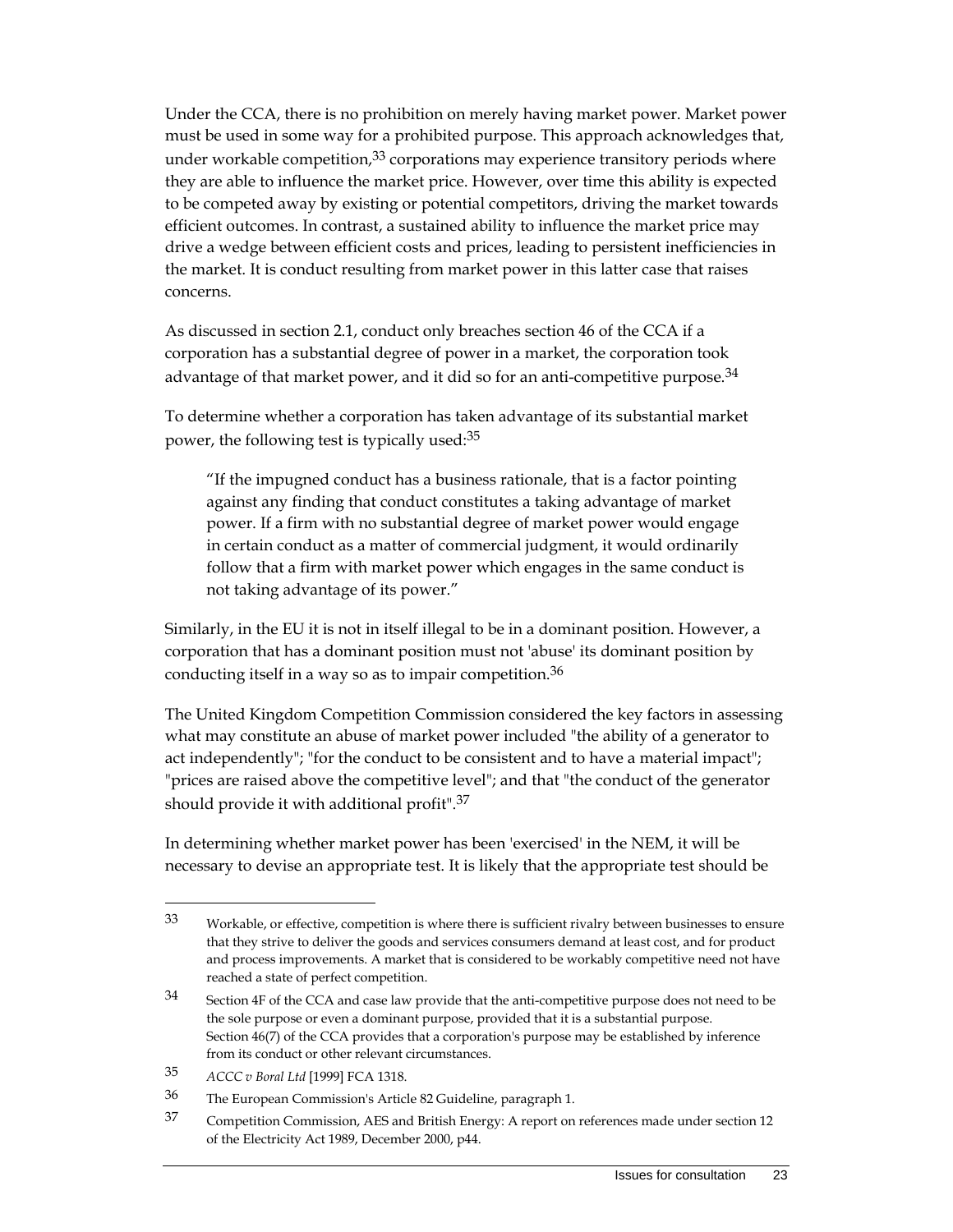Under the CCA, there is no prohibition on merely having market power. Market power must be used in some way for a prohibited purpose. This approach acknowledges that, under workable competition,[33] corporations may experience transitory periods where they are able to influence the market price. However, over time this ability is expected to be competed away by existing or potential competitors, driving the market towards efficient outcomes. In contrast, a sustained ability to influence the market price may drive a wedge between efficient costs and prices, leading to persistent inefficiencies in the market. It is conduct resulting from market power in this latter case that raises concerns.

As discussed in section 2.1, conduct only breaches section 46 of the CCA if a corporation has a substantial degree of power in a market, the corporation took advantage of that market power, and it did so for an anti-competitive purpose.[34]

To determine whether a corporation has taken advantage of its substantial market power, the following test is typically used:[35]

> "If the impugned conduct has a business rationale, that is a factor pointing against any finding that conduct constitutes a taking advantage of market power. If a firm with no substantial degree of market power would engage in certain conduct as a matter of commercial judgment, it would ordinarily follow that a firm with market power which engages in the same conduct is not taking advantage of its power."

Similarly, in the EU it is not in itself illegal to be in a dominant position. However, a corporation that has a dominant position must not 'abuse' its dominant position by conducting itself in a way so as to impair competition.[36]

The United Kingdom Competition Commission considered the key factors in assessing what may constitute an abuse of market power included "the ability of a generator to act independently"; "for the conduct to be consistent and to have a material impact"; "prices are raised above the competitive level"; and that "the conduct of the generator should provide it with additional profit".[37]

In determining whether market power has been 'exercised' in the NEM, it will be necessary to devise an appropriate test. It is likely that the appropriate test should be

---

33 Workable, or effective, competition is where there is sufficient rivalry between businesses to ensure that they strive to deliver the goods and services consumers demand at least cost, and for product and process improvements. A market that is considered to be workably competitive need not have reached a state of perfect competition.

34 Section 4F of the CCA and case law provide that the anti-competitive purpose does not need to be the sole purpose or even a dominant purpose, provided that it is a substantial purpose. Section 46(7) of the CCA provides that a corporation's purpose may be established by inference from its conduct or other relevant circumstances.

35 *ACCC v Boral Ltd* [1999] FCA 1318.

36 The European Commission's Article 82 Guideline, paragraph 1.

37 Competition Commission, AES and British Energy: A report on references made under section 12 of the Electricity Act 1989, December 2000, p44.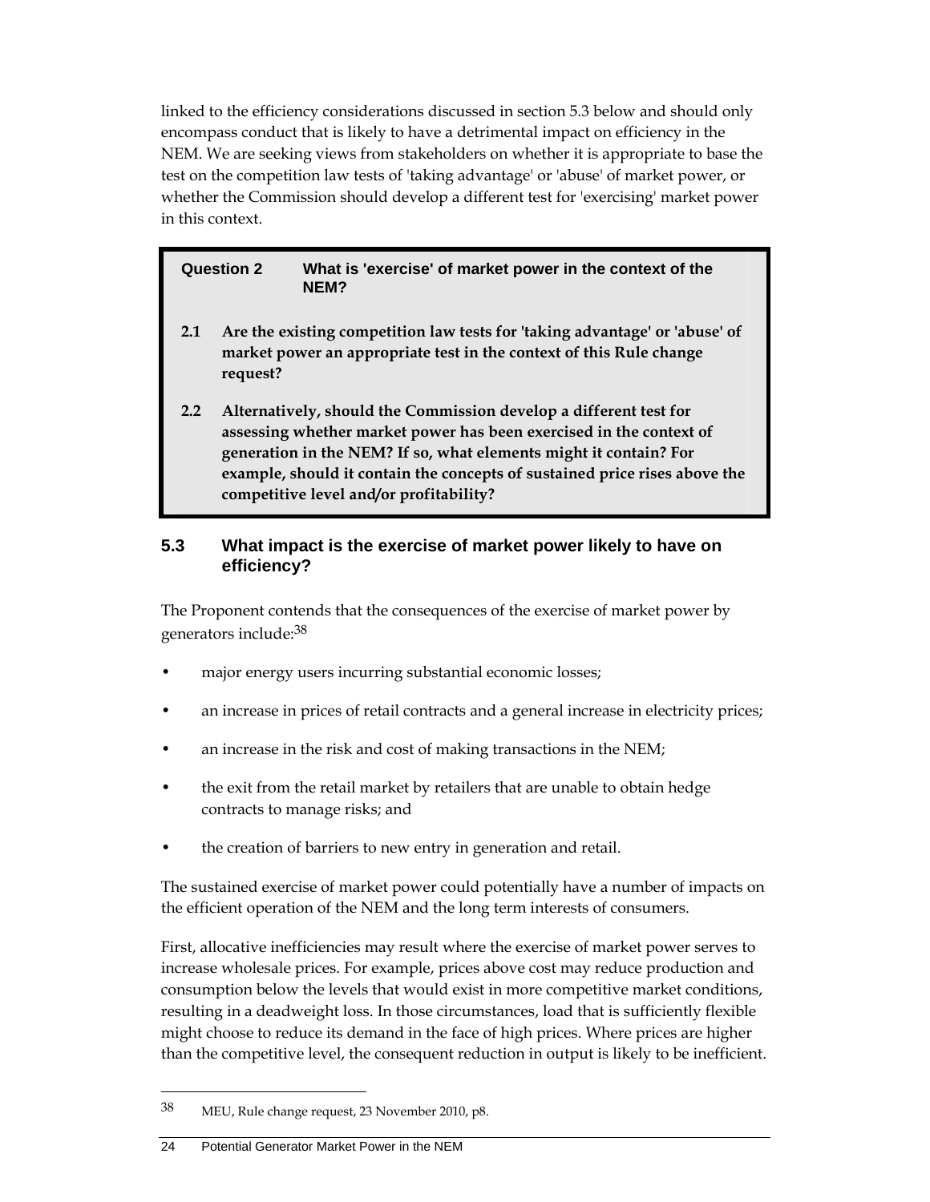linked to the efficiency considerations discussed in section 5.3 below and should only encompass conduct that is likely to have a detrimental impact on efficiency in the NEM. We are seeking views from stakeholders on whether it is appropriate to base the test on the competition law tests of 'taking advantage' or 'abuse' of market power, or whether the Commission should develop a different test for 'exercising' market power in this context.

> **Question 2 What is 'exercise' of market power in the context of the NEM?**
>
> **2.1 Are the existing competition law tests for 'taking advantage' or 'abuse' of market power an appropriate test in the context of this Rule change request?**
>
> **2.2 Alternatively, should the Commission develop a different test for assessing whether market power has been exercised in the context of generation in the NEM? If so, what elements might it contain? For example, should it contain the concepts of sustained price rises above the competitive level and/or profitability?**

## 5.3 What impact is the exercise of market power likely to have on efficiency?

The Proponent contends that the consequences of the exercise of market power by generators include:[38]

- major energy users incurring substantial economic losses;
- an increase in prices of retail contracts and a general increase in electricity prices;
- an increase in the risk and cost of making transactions in the NEM;
- the exit from the retail market by retailers that are unable to obtain hedge contracts to manage risks; and
- the creation of barriers to new entry in generation and retail.

The sustained exercise of market power could potentially have a number of impacts on the efficient operation of the NEM and the long term interests of consumers.

First, allocative inefficiencies may result where the exercise of market power serves to increase wholesale prices. For example, prices above cost may reduce production and consumption below the levels that would exist in more competitive market conditions, resulting in a deadweight loss. In those circumstances, load that is sufficiently flexible might choose to reduce its demand in the face of high prices. Where prices are higher than the competitive level, the consequent reduction in output is likely to be inefficient.

[38] MEU, Rule change request, 23 November 2010, p8.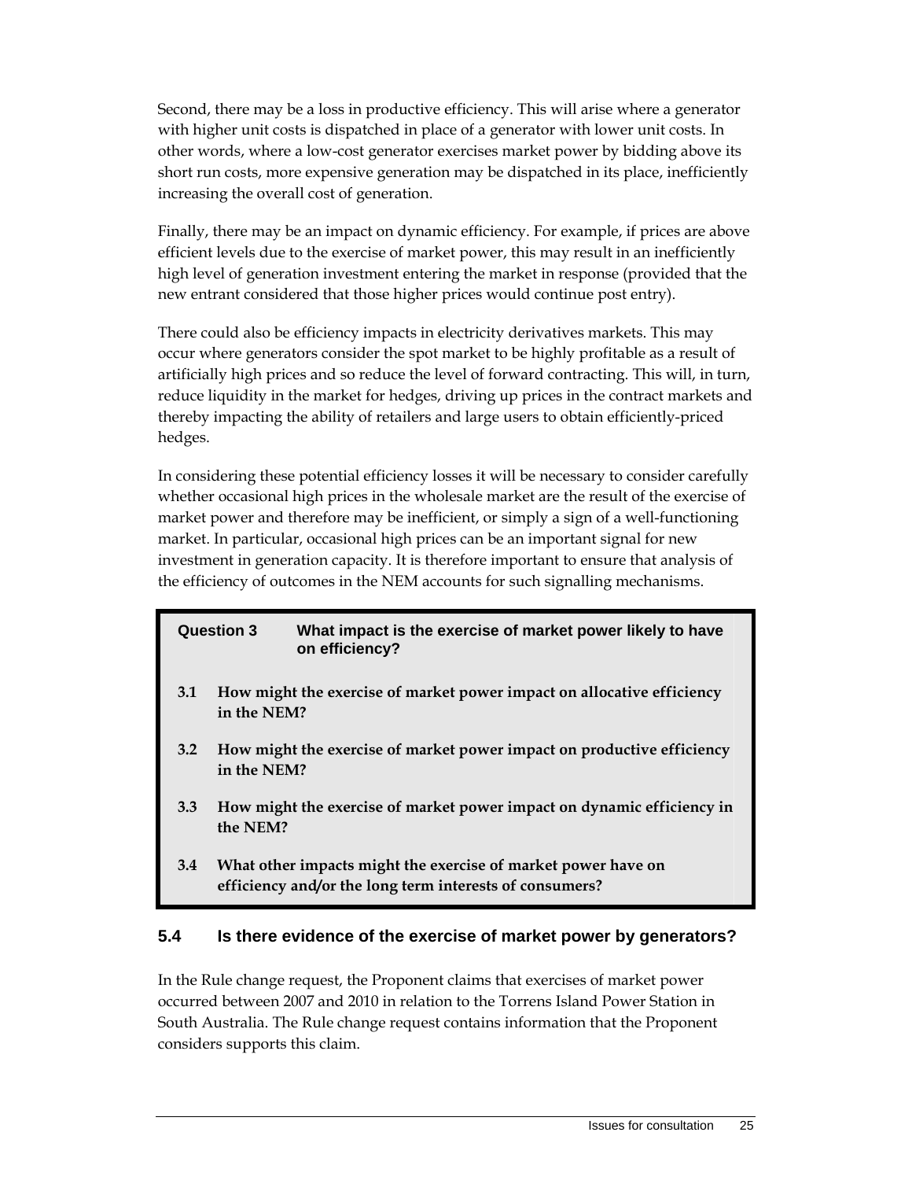Second, there may be a loss in productive efficiency. This will arise where a generator with higher unit costs is dispatched in place of a generator with lower unit costs. In other words, where a low-cost generator exercises market power by bidding above its short run costs, more expensive generation may be dispatched in its place, inefficiently increasing the overall cost of generation.

Finally, there may be an impact on dynamic efficiency. For example, if prices are above efficient levels due to the exercise of market power, this may result in an inefficiently high level of generation investment entering the market in response (provided that the new entrant considered that those higher prices would continue post entry).

There could also be efficiency impacts in electricity derivatives markets. This may occur where generators consider the spot market to be highly profitable as a result of artificially high prices and so reduce the level of forward contracting. This will, in turn, reduce liquidity in the market for hedges, driving up prices in the contract markets and thereby impacting the ability of retailers and large users to obtain efficiently-priced hedges.

In considering these potential efficiency losses it will be necessary to consider carefully whether occasional high prices in the wholesale market are the result of the exercise of market power and therefore may be inefficient, or simply a sign of a well-functioning market. In particular, occasional high prices can be an important signal for new investment in generation capacity. It is therefore important to ensure that analysis of the efficiency of outcomes in the NEM accounts for such signalling mechanisms.

**Question 3 What impact is the exercise of market power likely to have on efficiency?**

**3.1 How might the exercise of market power impact on allocative efficiency in the NEM?**

**3.2 How might the exercise of market power impact on productive efficiency in the NEM?**

**3.3 How might the exercise of market power impact on dynamic efficiency in the NEM?**

**3.4 What other impacts might the exercise of market power have on efficiency and/or the long term interests of consumers?**

## 5.4 Is there evidence of the exercise of market power by generators?

In the Rule change request, the Proponent claims that exercises of market power occurred between 2007 and 2010 in relation to the Torrens Island Power Station in South Australia. The Rule change request contains information that the Proponent considers supports this claim.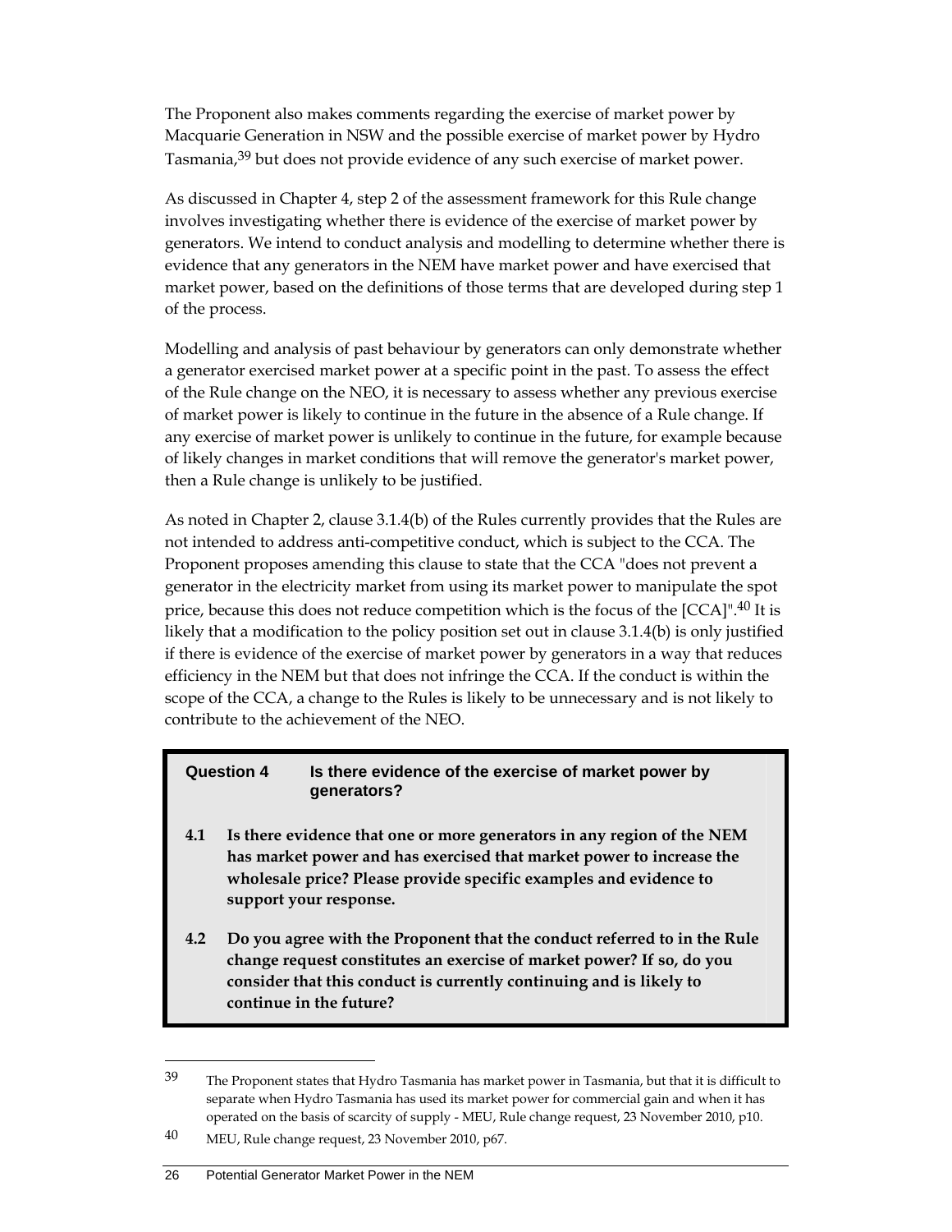The Proponent also makes comments regarding the exercise of market power by Macquarie Generation in NSW and the possible exercise of market power by Hydro Tasmania,[39] but does not provide evidence of any such exercise of market power.

As discussed in Chapter 4, step 2 of the assessment framework for this Rule change involves investigating whether there is evidence of the exercise of market power by generators. We intend to conduct analysis and modelling to determine whether there is evidence that any generators in the NEM have market power and have exercised that market power, based on the definitions of those terms that are developed during step 1 of the process.

Modelling and analysis of past behaviour by generators can only demonstrate whether a generator exercised market power at a specific point in the past. To assess the effect of the Rule change on the NEO, it is necessary to assess whether any previous exercise of market power is likely to continue in the future in the absence of a Rule change. If any exercise of market power is unlikely to continue in the future, for example because of likely changes in market conditions that will remove the generator's market power, then a Rule change is unlikely to be justified.

As noted in Chapter 2, clause 3.1.4(b) of the Rules currently provides that the Rules are not intended to address anti-competitive conduct, which is subject to the CCA. The Proponent proposes amending this clause to state that the CCA "does not prevent a generator in the electricity market from using its market power to manipulate the spot price, because this does not reduce competition which is the focus of the [CCA]".[40] It is likely that a modification to the policy position set out in clause 3.1.4(b) is only justified if there is evidence of the exercise of market power by generators in a way that reduces efficiency in the NEM but that does not infringe the CCA. If the conduct is within the scope of the CCA, a change to the Rules is likely to be unnecessary and is not likely to contribute to the achievement of the NEO.

> **Question 4 Is there evidence of the exercise of market power by generators?**
>
> **4.1 Is there evidence that one or more generators in any region of the NEM has market power and has exercised that market power to increase the wholesale price? Please provide specific examples and evidence to support your response.**
>
> **4.2 Do you agree with the Proponent that the conduct referred to in the Rule change request constitutes an exercise of market power? If so, do you consider that this conduct is currently continuing and is likely to continue in the future?**

---

39 The Proponent states that Hydro Tasmania has market power in Tasmania, but that it is difficult to separate when Hydro Tasmania has used its market power for commercial gain and when it has operated on the basis of scarcity of supply - MEU, Rule change request, 23 November 2010, p10.

40 MEU, Rule change request, 23 November 2010, p67.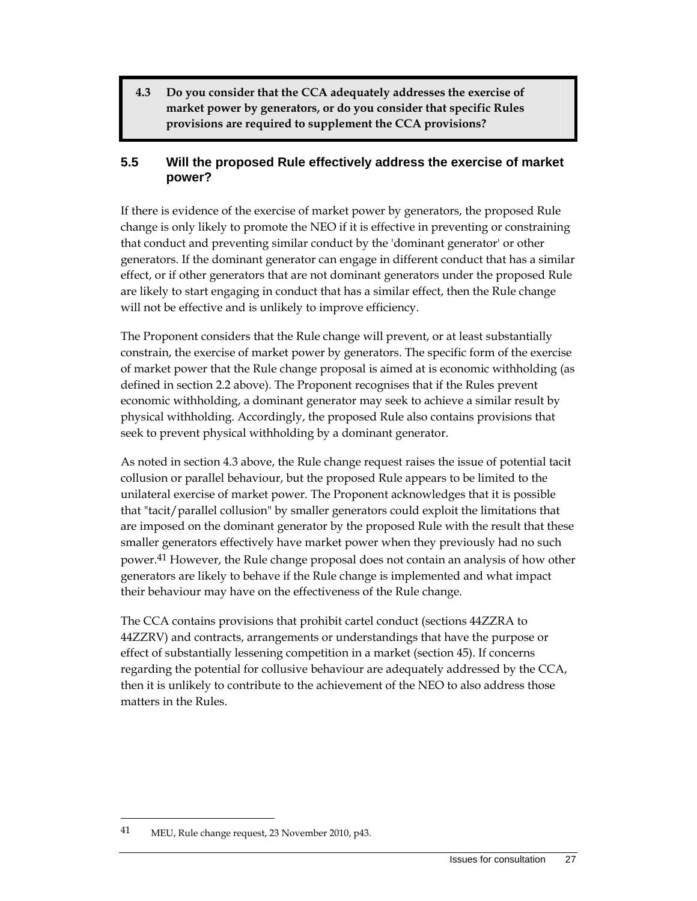> **4.3 Do you consider that the CCA adequately addresses the exercise of market power by generators, or do you consider that specific Rules provisions are required to supplement the CCA provisions?**

## 5.5 Will the proposed Rule effectively address the exercise of market power?

If there is evidence of the exercise of market power by generators, the proposed Rule change is only likely to promote the NEO if it is effective in preventing or constraining that conduct and preventing similar conduct by the 'dominant generator' or other generators. If the dominant generator can engage in different conduct that has a similar effect, or if other generators that are not dominant generators under the proposed Rule are likely to start engaging in conduct that has a similar effect, then the Rule change will not be effective and is unlikely to improve efficiency.

The Proponent considers that the Rule change will prevent, or at least substantially constrain, the exercise of market power by generators. The specific form of the exercise of market power that the Rule change proposal is aimed at is economic withholding (as defined in section 2.2 above). The Proponent recognises that if the Rules prevent economic withholding, a dominant generator may seek to achieve a similar result by physical withholding. Accordingly, the proposed Rule also contains provisions that seek to prevent physical withholding by a dominant generator.

As noted in section 4.3 above, the Rule change request raises the issue of potential tacit collusion or parallel behaviour, but the proposed Rule appears to be limited to the unilateral exercise of market power. The Proponent acknowledges that it is possible that "tacit/parallel collusion" by smaller generators could exploit the limitations that are imposed on the dominant generator by the proposed Rule with the result that these smaller generators effectively have market power when they previously had no such power.[41] However, the Rule change proposal does not contain an analysis of how other generators are likely to behave if the Rule change is implemented and what impact their behaviour may have on the effectiveness of the Rule change.

The CCA contains provisions that prohibit cartel conduct (sections 44ZZRA to 44ZZRV) and contracts, arrangements or understandings that have the purpose or effect of substantially lessening competition in a market (section 45). If concerns regarding the potential for collusive behaviour are adequately addressed by the CCA, then it is unlikely to contribute to the achievement of the NEO to also address those matters in the Rules.

---

[41] MEU, Rule change request, 23 November 2010, p43.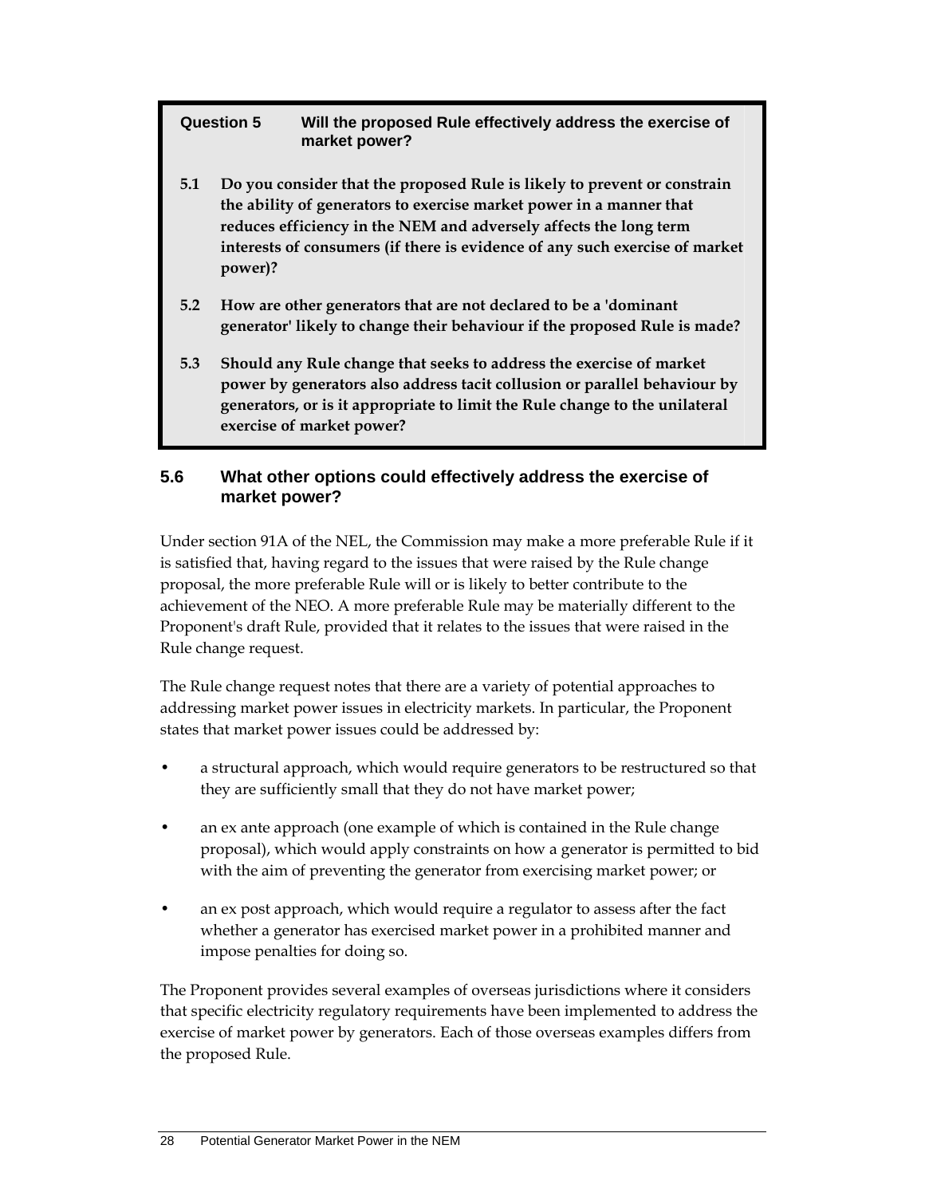**Question 5 Will the proposed Rule effectively address the exercise of market power?**

**5.1 Do you consider that the proposed Rule is likely to prevent or constrain the ability of generators to exercise market power in a manner that reduces efficiency in the NEM and adversely affects the long term interests of consumers (if there is evidence of any such exercise of market power)?**

**5.2 How are other generators that are not declared to be a 'dominant generator' likely to change their behaviour if the proposed Rule is made?**

**5.3 Should any Rule change that seeks to address the exercise of market power by generators also address tacit collusion or parallel behaviour by generators, or is it appropriate to limit the Rule change to the unilateral exercise of market power?**

## 5.6 What other options could effectively address the exercise of market power?

Under section 91A of the NEL, the Commission may make a more preferable Rule if it is satisfied that, having regard to the issues that were raised by the Rule change proposal, the more preferable Rule will or is likely to better contribute to the achievement of the NEO. A more preferable Rule may be materially different to the Proponent's draft Rule, provided that it relates to the issues that were raised in the Rule change request.

The Rule change request notes that there are a variety of potential approaches to addressing market power issues in electricity markets. In particular, the Proponent states that market power issues could be addressed by:

- a structural approach, which would require generators to be restructured so that they are sufficiently small that they do not have market power;
- an ex ante approach (one example of which is contained in the Rule change proposal), which would apply constraints on how a generator is permitted to bid with the aim of preventing the generator from exercising market power; or
- an ex post approach, which would require a regulator to assess after the fact whether a generator has exercised market power in a prohibited manner and impose penalties for doing so.

The Proponent provides several examples of overseas jurisdictions where it considers that specific electricity regulatory requirements have been implemented to address the exercise of market power by generators. Each of those overseas examples differs from the proposed Rule.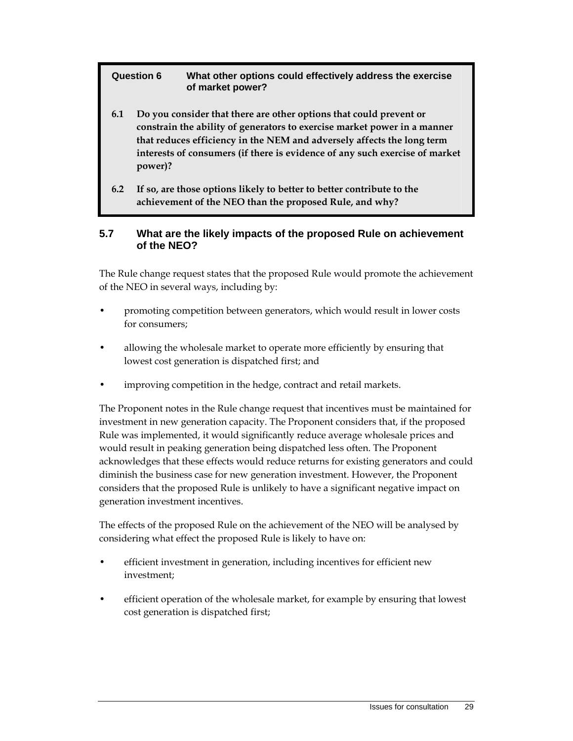**Question 6 What other options could effectively address the exercise of market power?**

**6.1 Do you consider that there are other options that could prevent or constrain the ability of generators to exercise market power in a manner that reduces efficiency in the NEM and adversely affects the long term interests of consumers (if there is evidence of any such exercise of market power)?**

**6.2 If so, are those options likely to better to better contribute to the achievement of the NEO than the proposed Rule, and why?**

## 5.7 What are the likely impacts of the proposed Rule on achievement of the NEO?

The Rule change request states that the proposed Rule would promote the achievement of the NEO in several ways, including by:

- promoting competition between generators, which would result in lower costs for consumers;
- allowing the wholesale market to operate more efficiently by ensuring that lowest cost generation is dispatched first; and
- improving competition in the hedge, contract and retail markets.

The Proponent notes in the Rule change request that incentives must be maintained for investment in new generation capacity. The Proponent considers that, if the proposed Rule was implemented, it would significantly reduce average wholesale prices and would result in peaking generation being dispatched less often. The Proponent acknowledges that these effects would reduce returns for existing generators and could diminish the business case for new generation investment. However, the Proponent considers that the proposed Rule is unlikely to have a significant negative impact on generation investment incentives.

The effects of the proposed Rule on the achievement of the NEO will be analysed by considering what effect the proposed Rule is likely to have on:

- efficient investment in generation, including incentives for efficient new investment;
- efficient operation of the wholesale market, for example by ensuring that lowest cost generation is dispatched first;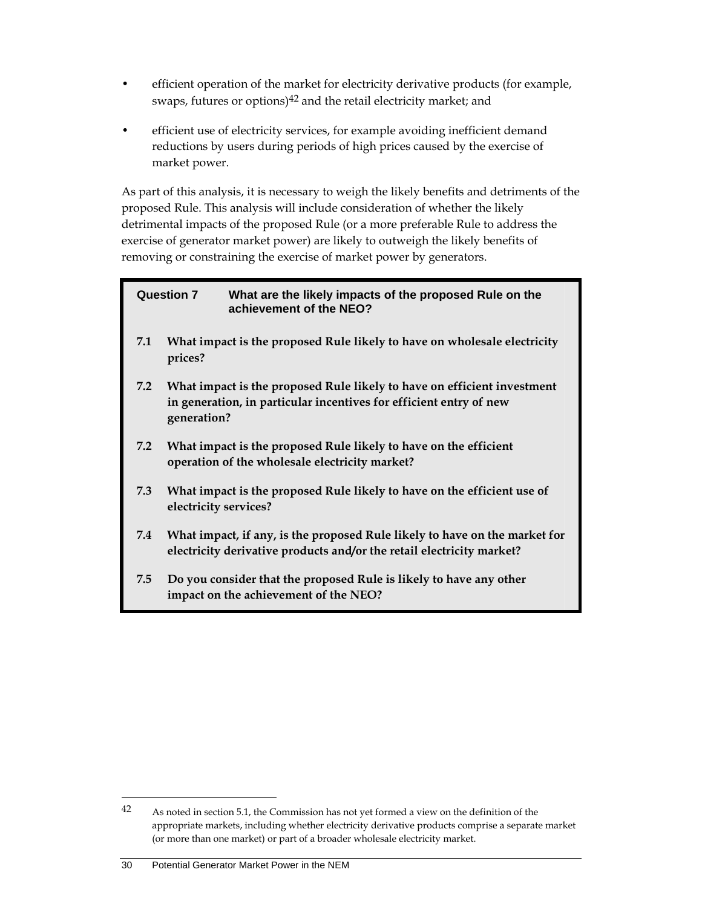- efficient operation of the market for electricity derivative products (for example, swaps, futures or options)[42] and the retail electricity market; and
- efficient use of electricity services, for example avoiding inefficient demand reductions by users during periods of high prices caused by the exercise of market power.

As part of this analysis, it is necessary to weigh the likely benefits and detriments of the proposed Rule. This analysis will include consideration of whether the likely detrimental impacts of the proposed Rule (or a more preferable Rule to address the exercise of generator market power) are likely to outweigh the likely benefits of removing or constraining the exercise of market power by generators.

**Question 7 What are the likely impacts of the proposed Rule on the achievement of the NEO?**

**7.1 What impact is the proposed Rule likely to have on wholesale electricity prices?**

**7.2 What impact is the proposed Rule likely to have on efficient investment in generation, in particular incentives for efficient entry of new generation?**

**7.2 What impact is the proposed Rule likely to have on the efficient operation of the wholesale electricity market?**

**7.3 What impact is the proposed Rule likely to have on the efficient use of electricity services?**

**7.4 What impact, if any, is the proposed Rule likely to have on the market for electricity derivative products and/or the retail electricity market?**

**7.5 Do you consider that the proposed Rule is likely to have any other impact on the achievement of the NEO?**

---

[42] As noted in section 5.1, the Commission has not yet formed a view on the definition of the appropriate markets, including whether electricity derivative products comprise a separate market (or more than one market) or part of a broader wholesale electricity market.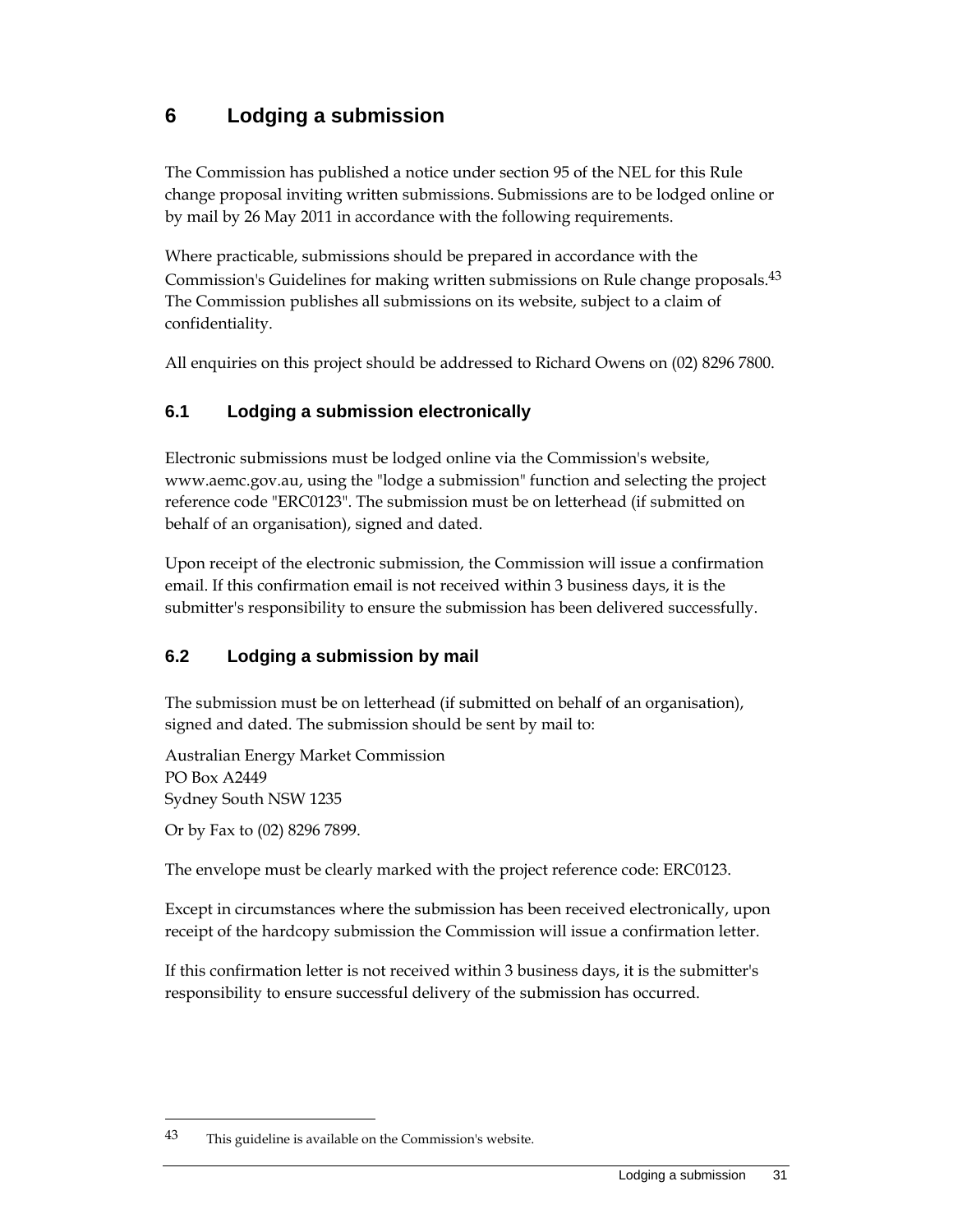# 6 Lodging a submission

The Commission has published a notice under section 95 of the NEL for this Rule change proposal inviting written submissions. Submissions are to be lodged online or by mail by 26 May 2011 in accordance with the following requirements.

Where practicable, submissions should be prepared in accordance with the Commission's Guidelines for making written submissions on Rule change proposals.[43] The Commission publishes all submissions on its website, subject to a claim of confidentiality.

All enquiries on this project should be addressed to Richard Owens on (02) 8296 7800.

## 6.1 Lodging a submission electronically

Electronic submissions must be lodged online via the Commission's website, www.aemc.gov.au, using the "lodge a submission" function and selecting the project reference code "ERC0123". The submission must be on letterhead (if submitted on behalf of an organisation), signed and dated.

Upon receipt of the electronic submission, the Commission will issue a confirmation email. If this confirmation email is not received within 3 business days, it is the submitter's responsibility to ensure the submission has been delivered successfully.

## 6.2 Lodging a submission by mail

The submission must be on letterhead (if submitted on behalf of an organisation), signed and dated. The submission should be sent by mail to:

Australian Energy Market Commission
PO Box A2449
Sydney South NSW 1235

Or by Fax to (02) 8296 7899.

The envelope must be clearly marked with the project reference code: ERC0123.

Except in circumstances where the submission has been received electronically, upon receipt of the hardcopy submission the Commission will issue a confirmation letter.

If this confirmation letter is not received within 3 business days, it is the submitter's responsibility to ensure successful delivery of the submission has occurred.

---

[43] This guideline is available on the Commission's website.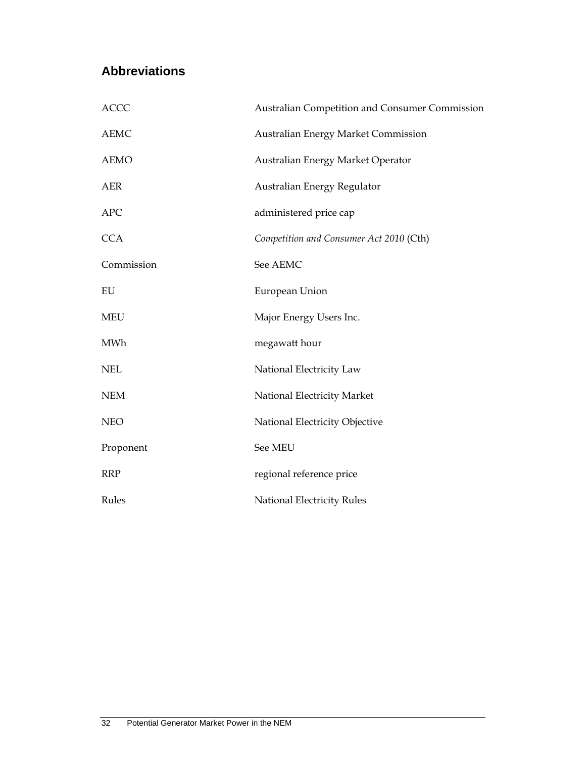## Abbreviations

| | |
|---|---|
| ACCC | Australian Competition and Consumer Commission |
| AEMC | Australian Energy Market Commission |
| AEMO | Australian Energy Market Operator |
| AER | Australian Energy Regulator |
| APC | administered price cap |
| CCA | *Competition and Consumer Act 2010* (Cth) |
| Commission | See AEMC |
| EU | European Union |
| MEU | Major Energy Users Inc. |
| MWh | megawatt hour |
| NEL | National Electricity Law |
| NEM | National Electricity Market |
| NEO | National Electricity Objective |
| Proponent | See MEU |
| RRP | regional reference price |
| Rules | National Electricity Rules |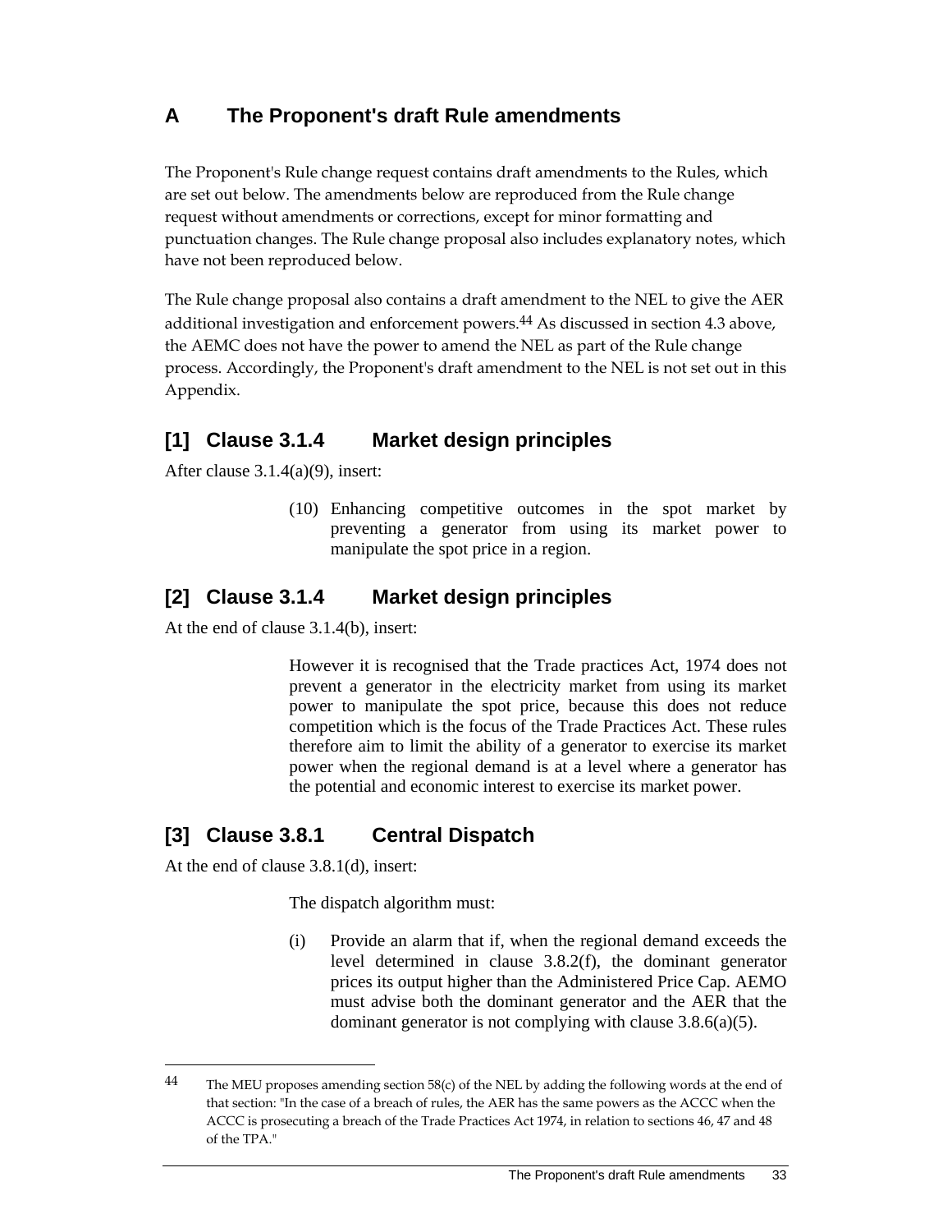# A The Proponent's draft Rule amendments

The Proponent's Rule change request contains draft amendments to the Rules, which are set out below. The amendments below are reproduced from the Rule change request without amendments or corrections, except for minor formatting and punctuation changes. The Rule change proposal also includes explanatory notes, which have not been reproduced below.

The Rule change proposal also contains a draft amendment to the NEL to give the AER additional investigation and enforcement powers.[44] As discussed in section 4.3 above, the AEMC does not have the power to amend the NEL as part of the Rule change process. Accordingly, the Proponent's draft amendment to the NEL is not set out in this Appendix.

## [1] Clause 3.1.4 Market design principles

After clause 3.1.4(a)(9), insert:

> (10) Enhancing competitive outcomes in the spot market by preventing a generator from using its market power to manipulate the spot price in a region.

## [2] Clause 3.1.4 Market design principles

At the end of clause 3.1.4(b), insert:

> However it is recognised that the Trade practices Act, 1974 does not prevent a generator in the electricity market from using its market power to manipulate the spot price, because this does not reduce competition which is the focus of the Trade Practices Act. These rules therefore aim to limit the ability of a generator to exercise its market power when the regional demand is at a level where a generator has the potential and economic interest to exercise its market power.

## [3] Clause 3.8.1 Central Dispatch

At the end of clause 3.8.1(d), insert:

> The dispatch algorithm must:
>
> (i) Provide an alarm that if, when the regional demand exceeds the level determined in clause 3.8.2(f), the dominant generator prices its output higher than the Administered Price Cap. AEMO must advise both the dominant generator and the AER that the dominant generator is not complying with clause 3.8.6(a)(5).

---

[44] The MEU proposes amending section 58(c) of the NEL by adding the following words at the end of that section: "In the case of a breach of rules, the AER has the same powers as the ACCC when the ACCC is prosecuting a breach of the Trade Practices Act 1974, in relation to sections 46, 47 and 48 of the TPA."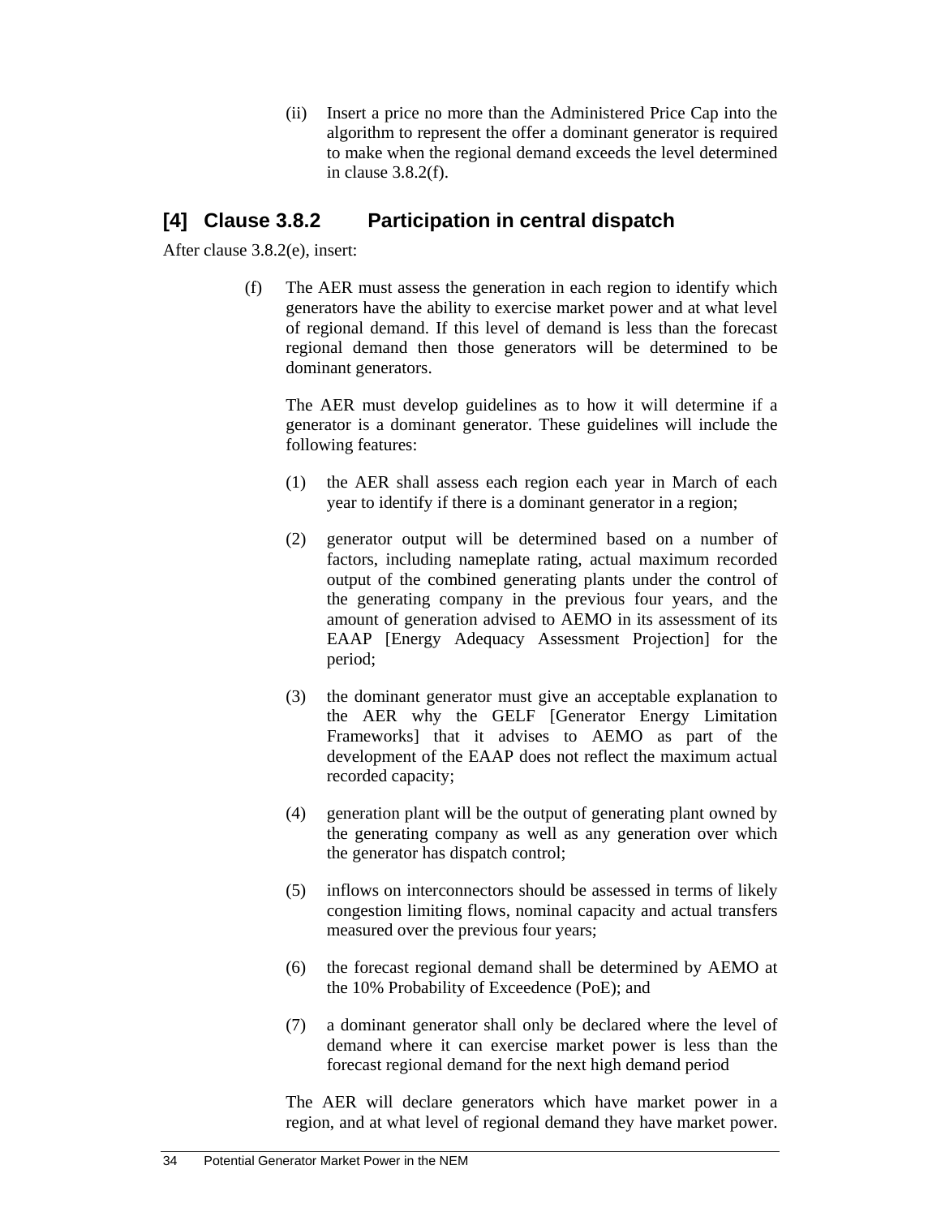(ii) Insert a price no more than the Administered Price Cap into the algorithm to represent the offer a dominant generator is required to make when the regional demand exceeds the level determined in clause 3.8.2(f).

## [4] Clause 3.8.2 Participation in central dispatch

After clause 3.8.2(e), insert:

(f) The AER must assess the generation in each region to identify which generators have the ability to exercise market power and at what level of regional demand. If this level of demand is less than the forecast regional demand then those generators will be determined to be dominant generators.

The AER must develop guidelines as to how it will determine if a generator is a dominant generator. These guidelines will include the following features:

(1) the AER shall assess each region each year in March of each year to identify if there is a dominant generator in a region;

(2) generator output will be determined based on a number of factors, including nameplate rating, actual maximum recorded output of the combined generating plants under the control of the generating company in the previous four years, and the amount of generation advised to AEMO in its assessment of its EAAP [Energy Adequacy Assessment Projection] for the period;

(3) the dominant generator must give an acceptable explanation to the AER why the GELF [Generator Energy Limitation Frameworks] that it advises to AEMO as part of the development of the EAAP does not reflect the maximum actual recorded capacity;

(4) generation plant will be the output of generating plant owned by the generating company as well as any generation over which the generator has dispatch control;

(5) inflows on interconnectors should be assessed in terms of likely congestion limiting flows, nominal capacity and actual transfers measured over the previous four years;

(6) the forecast regional demand shall be determined by AEMO at the 10% Probability of Exceedence (PoE); and

(7) a dominant generator shall only be declared where the level of demand where it can exercise market power is less than the forecast regional demand for the next high demand period

The AER will declare generators which have market power in a region, and at what level of regional demand they have market power.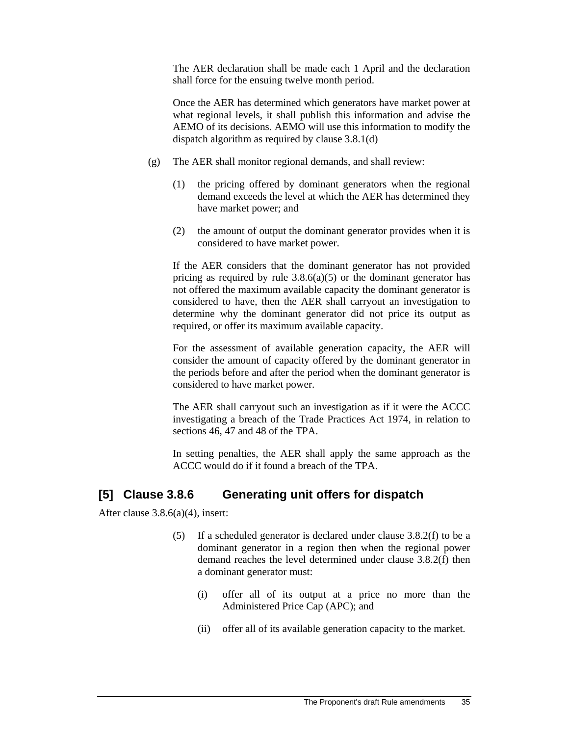The AER declaration shall be made each 1 April and the declaration shall force for the ensuing twelve month period.

Once the AER has determined which generators have market power at what regional levels, it shall publish this information and advise the AEMO of its decisions. AEMO will use this information to modify the dispatch algorithm as required by clause 3.8.1(d)

(g) The AER shall monitor regional demands, and shall review:

  (1) the pricing offered by dominant generators when the regional demand exceeds the level at which the AER has determined they have market power; and

  (2) the amount of output the dominant generator provides when it is considered to have market power.

If the AER considers that the dominant generator has not provided pricing as required by rule 3.8.6(a)(5) or the dominant generator has not offered the maximum available capacity the dominant generator is considered to have, then the AER shall carryout an investigation to determine why the dominant generator did not price its output as required, or offer its maximum available capacity.

For the assessment of available generation capacity, the AER will consider the amount of capacity offered by the dominant generator in the periods before and after the period when the dominant generator is considered to have market power.

The AER shall carryout such an investigation as if it were the ACCC investigating a breach of the Trade Practices Act 1974, in relation to sections 46, 47 and 48 of the TPA.

In setting penalties, the AER shall apply the same approach as the ACCC would do if it found a breach of the TPA.

## [5] Clause 3.8.6 Generating unit offers for dispatch

After clause 3.8.6(a)(4), insert:

(5) If a scheduled generator is declared under clause 3.8.2(f) to be a dominant generator in a region then when the regional power demand reaches the level determined under clause 3.8.2(f) then a dominant generator must:

  (i) offer all of its output at a price no more than the Administered Price Cap (APC); and

  (ii) offer all of its available generation capacity to the market.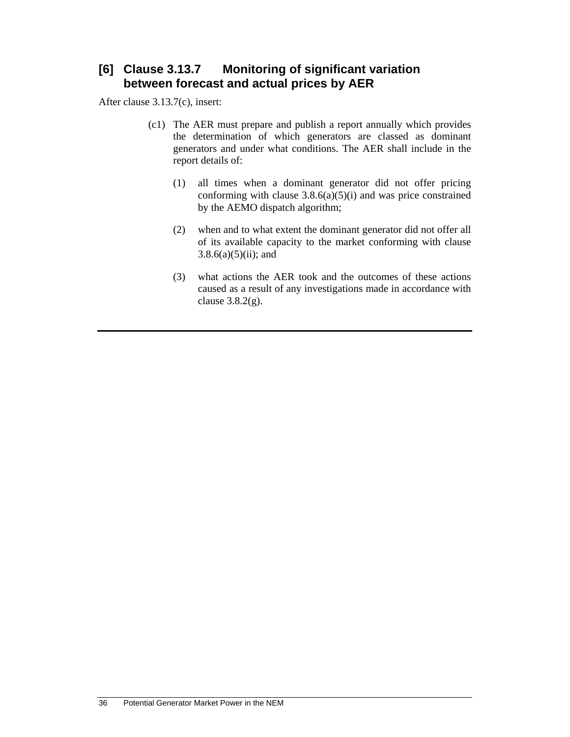### [6] Clause 3.13.7 Monitoring of significant variation between forecast and actual prices by AER

After clause 3.13.7(c), insert:

(c1) The AER must prepare and publish a report annually which provides the determination of which generators are classed as dominant generators and under what conditions. The AER shall include in the report details of:

(1) all times when a dominant generator did not offer pricing conforming with clause 3.8.6(a)(5)(i) and was price constrained by the AEMO dispatch algorithm;

(2) when and to what extent the dominant generator did not offer all of its available capacity to the market conforming with clause 3.8.6(a)(5)(ii); and

(3) what actions the AER took and the outcomes of these actions caused as a result of any investigations made in accordance with clause 3.8.2(g).